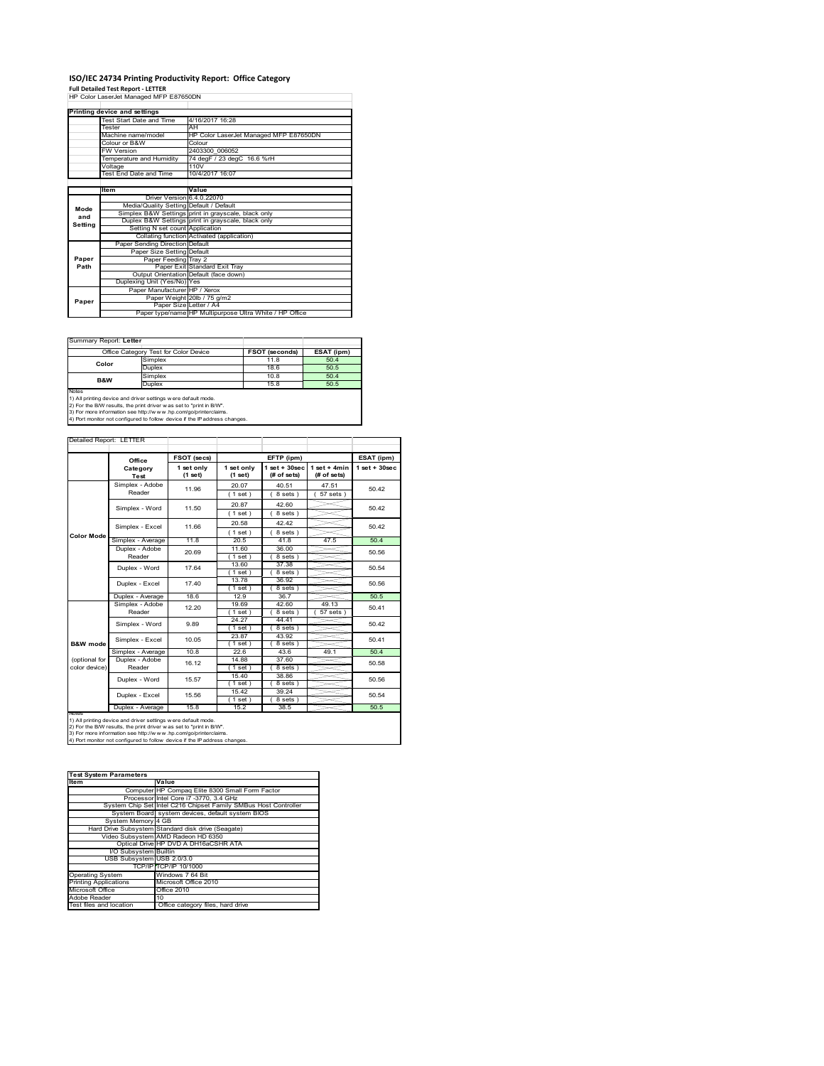# ISO/IEC 24734 Printing Productivity Report: Office Category

**Full Detailed Test Report - LETTER**

HP Color LaserJet Managed MFP E87650DN

| Printing device and settings | |
|---|---|
| Test Start Date and Time | 4/16/2017 16:28 |
| Tester | AH |
| Machine name/model | HP Color LaserJet Managed MFP E87650DN |
| Colour or B&W | Colour |
| FW Version | 2403300_006052 |
| Temperature and Humidity | 74 degF / 23 degC 16.6 %rH |
| Voltage | 110V |
| Test End Date and Time | 10/4/2017 16:07 |

| | Item | Value |
|---|---|---|
| Mode and Setting | Driver Version | 6.4.0.22070 |
| | Media/Quality Setting | Default / Default |
| | Simplex B&W Settings | print in grayscale, black only |
| | Duplex B&W Settings | print in grayscale, black only |
| | Setting N set count | Application |
| | Collating function | Activated (application) |
| Paper Path | Paper Sending Direction | Default |
| | Paper Size Setting | Default |
| | Paper Feeding | Tray 2 |
| | Paper Exit | Standard Exit Tray |
| | Output Orientation | Default (face down) |
| | Duplexing Unit (Yes/No) | Yes |
| Paper | Paper Manufacturer | HP / Xerox |
| | Paper Weight | 20lb / 75 g/m2 |
| | Paper Size | Letter / A4 |
| | Paper type/name | HP Multipurpose Ultra White / HP Office |

Summary Report: **Letter**

| Office Category Test for Color Device | | FSOT (seconds) | ESAT (ipm) |
|---|---|---|---|
| Color | Simplex | 11.8 | 50.4 |
| | Duplex | 18.6 | 50.5 |
| B&W | Simplex | 10.8 | 50.4 |
| | Duplex | 15.8 | 50.5 |

Notes
1) All printing device and driver settings were default mode.
2) For the B/W results, the print driver was set to "print in B/W".
3) For more information see http://www.hp.com/go/printerclaims.
4) Port monitor not configured to follow device if the IP address changes.

Detailed Report: LETTER

| | Office Category Test | FSOT (secs) 1 set only (1 set) | EFTP (ipm) 1 set only (1 set) | EFTP (ipm) 1 set + 30sec (# of sets) | EFTP (ipm) 1 set + 4min (# of sets) | ESAT (ipm) 1 set + 30sec |
|---|---|---|---|---|---|---|
| Color Mode | Simplex - Adobe Reader | 11.96 | 20.07 (1 set) | 40.51 (8 sets) | 47.51 (57 sets) | 50.42 |
| | Simplex - Word | 11.50 | 20.87 (1 set) | 42.60 (8 sets) | | 50.42 |
| | Simplex - Excel | 11.66 | 20.58 (1 set) | 42.42 (8 sets) | | 50.42 |
| | Simplex - Average | 11.8 | 20.5 | 41.8 | 47.5 | 50.4 |
| | Duplex - Adobe Reader | 20.69 | 11.60 (1 set) | 36.00 (8 sets) | | 50.56 |
| | Duplex - Word | 17.64 | 13.60 (1 set) | 37.38 (8 sets) | | 50.54 |
| | Duplex - Excel | 17.40 | 13.78 (1 set) | 36.92 (8 sets) | | 50.56 |
| | Duplex - Average | 18.6 | 12.9 | 36.7 | | 50.5 |
| B&W mode (optional for color device) | Simplex - Adobe Reader | 12.20 | 19.69 (1 set) | 42.60 (8 sets) | 49.13 (57 sets) | 50.41 |
| | Simplex - Word | 9.89 | 24.27 (1 set) | 44.41 (8 sets) | | 50.42 |
| | Simplex - Excel | 10.05 | 23.87 (1 set) | 43.92 (8 sets) | | 50.41 |
| | Simplex - Average | 10.8 | 22.6 | 43.6 | 49.1 | 50.4 |
| | Duplex - Adobe Reader | 16.12 | 14.88 (1 set) | 37.60 (8 sets) | | 50.58 |
| | Duplex - Word | 15.57 | 15.40 (1 set) | 38.86 (8 sets) | | 50.56 |
| | Duplex - Excel | 15.56 | 15.42 (1 set) | 39.24 (8 sets) | | 50.54 |
| | Duplex - Average | 15.8 | 15.2 | 38.5 | | 50.5 |

Notes
1) All printing device and driver settings were default mode.
2) For the B/W results, the print driver was set to "print in B/W".
3) For more information see http://www.hp.com/go/printerclaims.
4) Port monitor not configured to follow device if the IP address changes.

| Test System Parameters | |
|---|---|
| **Item** | **Value** |
| Computer | HP Compaq Elite 8300 Small Form Factor |
| Processor | Intel Core i7 -3770, 3.4 GHz |
| System Chip Set | Intel C216 Chipset Family SMBus Host Controller |
| System Board | system devices, default system BIOS |
| System Memory | 4 GB |
| Hard Drive Subsystem | Standard disk drive (Seagate) |
| Video Subsystem | AMD Radeon HD 6350 |
| Optical Drive | HP DVD A DH16aCSHR ATA |
| I/O Subsystem | Builtin |
| USB Subsystem | USB 2.0/3.0 |
| TCP/IP | TCP/IP 10/1000 |
| Operating System | Windows 7 64 Bit |
| Printing Applications | Microsoft Office 2010 |
| Microsoft Office | Office 2010 |
| Adobe Reader | 10 |
| Test files and location | Office category files, hard drive |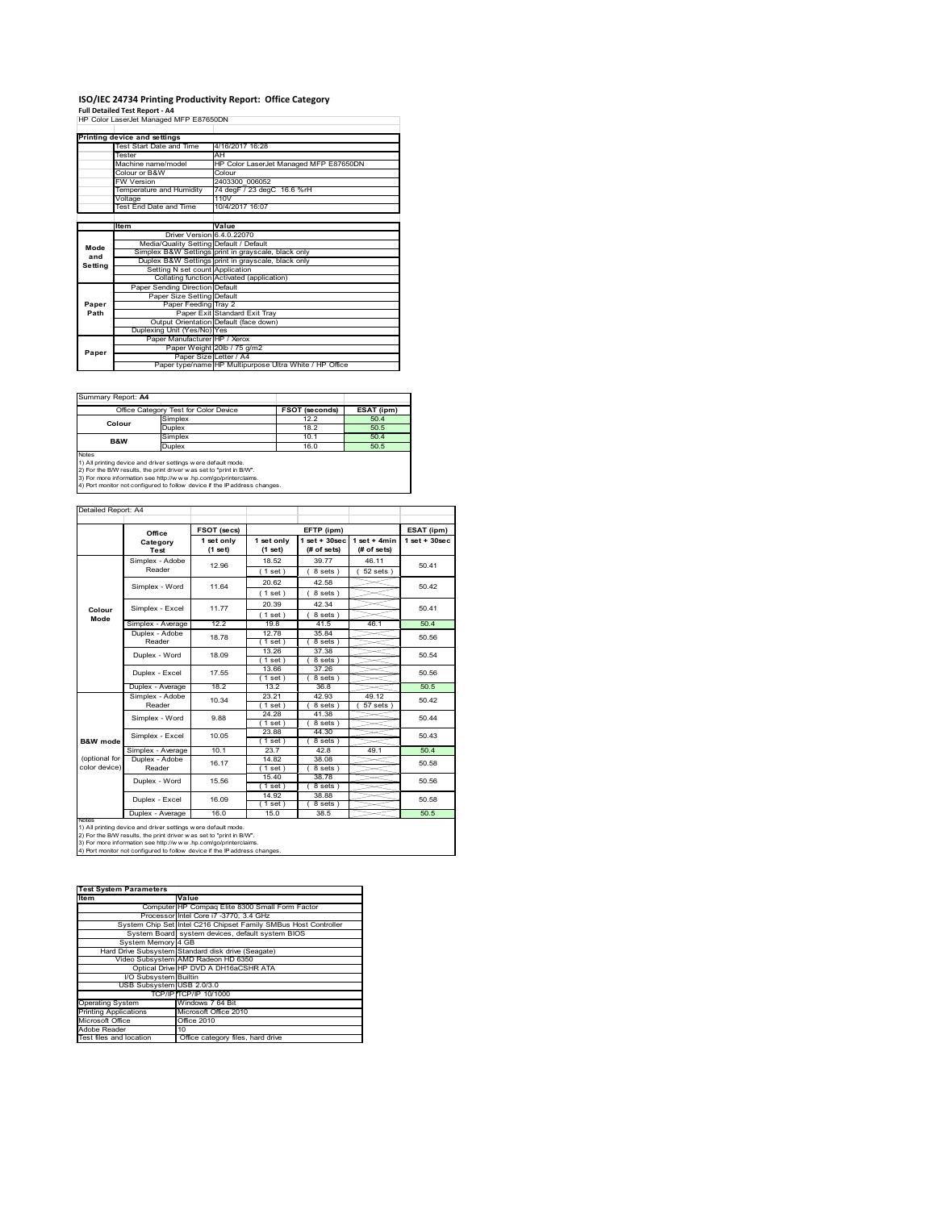# ISO/IEC 24734 Printing Productivity Report: Office Category

**Full Detailed Test Report - A4**

HP Color LaserJet Managed MFP E87650DN

| Printing device and settings | |
|---|---|
| Test Start Date and Time | 4/16/2017 16:28 |
| Tester | AH |
| Machine name/model | HP Color LaserJet Managed MFP E87650DN |
| Colour or B&W | Colour |
| FW Version | 2403300_006052 |
| Temperature and Humidity | 74 degF / 23 degC 16.6 %rH |
| Voltage | 110V |
| Test End Date and Time | 10/4/2017 16:07 |

| | Item | Value |
|---|---|---|
| Mode and Setting | Driver Version | 6.4.0.22070 |
| | Media/Quality Setting | Default / Default |
| | Simplex B&W Settings | print in grayscale, black only |
| | Duplex B&W Settings | print in grayscale, black only |
| | Setting N set count | Application |
| | Collating function | Activated (application) |
| Paper Path | Paper Sending Direction | Default |
| | Paper Size Setting | Default |
| | Paper Feeding | Tray 2 |
| | Paper Exit | Standard Exit Tray |
| | Output Orientation | Default (face down) |
| | Duplexing Unit (Yes/No) | Yes |
| Paper | Paper Manufacturer | HP / Xerox |
| | Paper Weight | 20lb / 75 g/m2 |
| | Paper Size | Letter / A4 |
| | Paper type/name | HP Multipurpose Ultra White / HP Office |

Summary Report: **A4**

| Office Category Test for Color Device | | FSOT (seconds) | ESAT (ipm) |
|---|---|---|---|
| Colour | Simplex | 12.2 | 50.4 |
| | Duplex | 18.2 | 50.5 |
| B&W | Simplex | 10.1 | 50.4 |
| | Duplex | 16.0 | 50.5 |

Notes
1) All printing device and driver settings were default mode.
2) For the B/W results, the print driver was set to "print in B/W".
3) For more information see http://www.hp.com/go/printerclaims.
4) Port monitor not configured to follow device if the IP address changes.

Detailed Report: A4

| | Office Category Test | FSOT (secs) 1 set only (1 set) | EFTP (ipm) 1 set only (1 set) | EFTP (ipm) 1 set + 30sec (# of sets) | EFTP (ipm) 1 set + 4min (# of sets) | ESAT (ipm) 1 set + 30sec |
|---|---|---|---|---|---|---|
| Colour Mode | Simplex - Adobe Reader | 12.96 | 18.52 (1 set) | 39.77 (8 sets) | 46.11 (52 sets) | 50.41 |
| | Simplex - Word | 11.64 | 20.62 (1 set) | 42.58 (8 sets) | | 50.42 |
| | Simplex - Excel | 11.77 | 20.39 (1 set) | 42.34 (8 sets) | | 50.41 |
| | Simplex - Average | 12.2 | 19.8 | 41.5 | 46.1 | 50.4 |
| | Duplex - Adobe Reader | 18.78 | 12.78 (1 set) | 35.84 (8 sets) | | 50.56 |
| | Duplex - Word | 18.09 | 13.26 (1 set) | 37.38 (8 sets) | | 50.54 |
| | Duplex - Excel | 17.55 | 13.66 (1 set) | 37.26 (8 sets) | | 50.56 |
| | Duplex - Average | 18.2 | 13.2 | 36.8 | | 50.5 |
| B&W mode (optional for color device) | Simplex - Adobe Reader | 10.34 | 23.21 (1 set) | 42.93 (8 sets) | 49.12 (57 sets) | 50.42 |
| | Simplex - Word | 9.88 | 24.28 (1 set) | 41.38 (8 sets) | | 50.44 |
| | Simplex - Excel | 10.05 | 23.88 (1 set) | 44.30 (8 sets) | | 50.43 |
| | Simplex - Average | 10.1 | 23.7 | 42.8 | 49.1 | 50.4 |
| | Duplex - Adobe Reader | 16.17 | 14.82 (1 set) | 38.08 (8 sets) | | 50.58 |
| | Duplex - Word | 15.56 | 15.40 (1 set) | 38.78 (8 sets) | | 50.56 |
| | Duplex - Excel | 16.09 | 14.92 (1 set) | 38.88 (8 sets) | | 50.58 |
| | Duplex - Average | 16.0 | 15.0 | 38.5 | | 50.5 |

Notes
1) All printing device and driver settings were default mode.
2) For the B/W results, the print driver was set to "print in B/W".
3) For more information see http://www.hp.com/go/printerclaims.
4) Port monitor not configured to follow device if the IP address changes.

| Test System Parameters | |
|---|---|
| **Item** | **Value** |
| Computer | HP Compaq Elite 8300 Small Form Factor |
| Processor | Intel Core i7 -3770, 3.4 GHz |
| System Chip Set | Intel C216 Chipset Family SMBus Host Controller |
| System Board | system devices, default system BIOS |
| System Memory | 4 GB |
| Hard Drive Subsystem | Standard disk drive (Seagate) |
| Video Subsystem | AMD Radeon HD 6350 |
| Optical Drive | HP DVD A DH16aCSHR ATA |
| I/O Subsystem | Builtin |
| USB Subsystem | USB 2.0/3.0 |
| TCP/IP | TCP/IP 10/1000 |
| Operating System | Windows 7 64 Bit |
| Printing Applications | Microsoft Office 2010 |
| Microsoft Office | Office 2010 |
| Adobe Reader | 10 |
| Test files and location | Office category files, hard drive |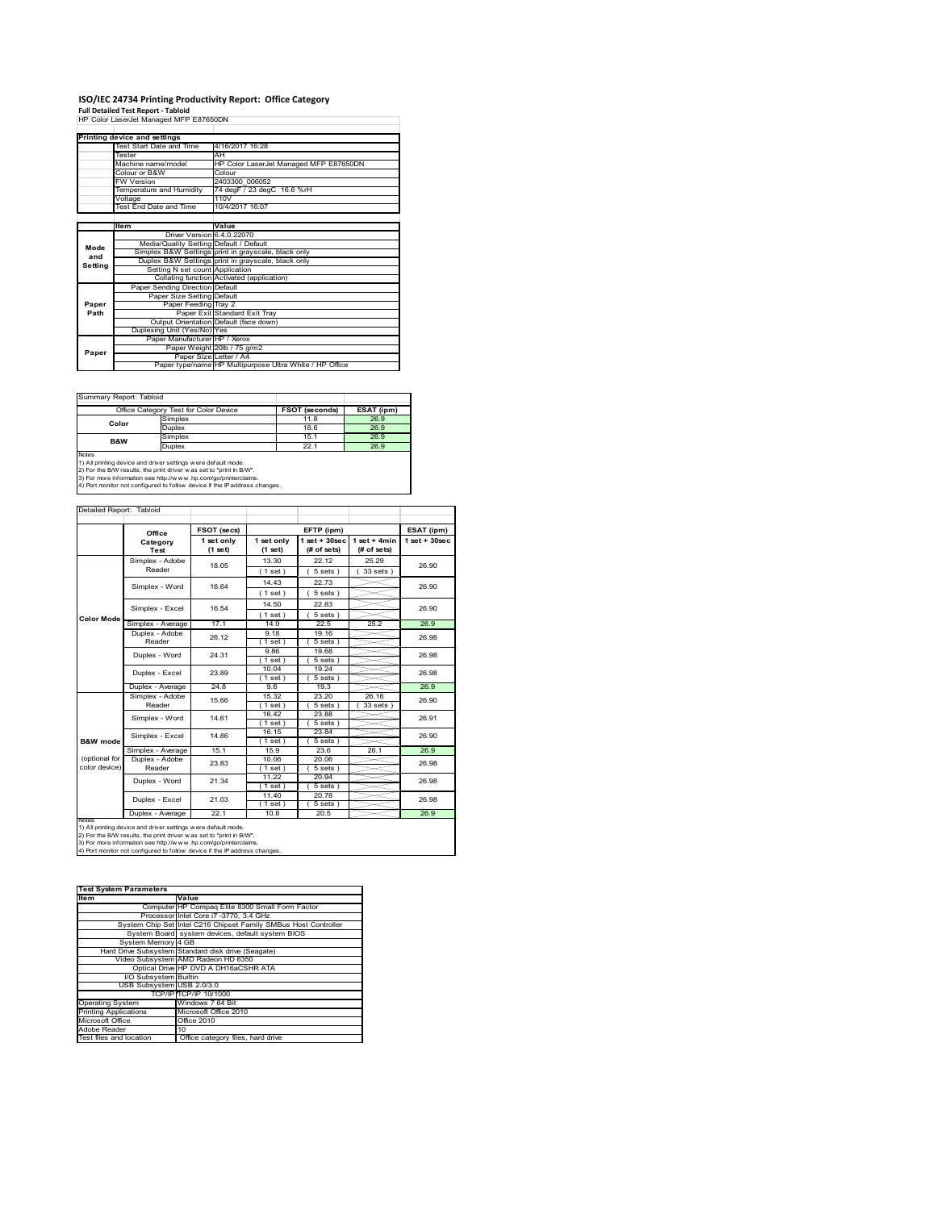# ISO/IEC 24734 Printing Productivity Report: Office Category

**Full Detailed Test Report - Tabloid**

HP Color LaserJet Managed MFP E87650DN

| Printing device and settings | |
|---|---|
| Test Start Date and Time | 4/16/2017 16:28 |
| Tester | AH |
| Machine name/model | HP Color LaserJet Managed MFP E87650DN |
| Colour or B&W | Colour |
| FW Version | 2403300_006052 |
| Temperature and Humidity | 74 degF / 23 degC 16.6 %rH |
| Voltage | 110V |
| Test End Date and Time | 10/4/2017 16:07 |

| | Item | Value |
|---|---|---|
| Mode and Setting | Driver Version | 6.4.0.22070 |
| | Media/Quality Setting | Default / Default |
| | Simplex B&W Settings | print in grayscale, black only |
| | Duplex B&W Settings | print in grayscale, black only |
| | Setting N set count | Application |
| | Collating function | Activated (application) |
| Paper Path | Paper Sending Direction | Default |
| | Paper Size Setting | Default |
| | Paper Feeding | Tray 2 |
| | Paper Exit | Standard Exit Tray |
| | Output Orientation | Default (face down) |
| | Duplexing Unit (Yes/No) | Yes |
| Paper | Paper Manufacturer | HP / Xerox |
| | Paper Weight | 20lb / 75 g/m2 |
| | Paper Size | Letter / A4 |
| | Paper type/name | HP Multipurpose Ultra White / HP Office |

Summary Report: Tabloid

| Office Category Test for Color Device | | FSOT (seconds) | ESAT (ipm) |
|---|---|---|---|
| Color | Simplex | 11.8 | 26.9 |
| | Duplex | 18.6 | 26.9 |
| B&W | Simplex | 15.1 | 26.9 |
| | Duplex | 22.1 | 26.9 |

Notes
1) All printing device and driver settings were default mode.
2) For the B/W results, the print driver was set to "print in B/W".
3) For more information see http://www.hp.com/go/printerclaims.
4) Port monitor not configured to follow device if the IP address changes.

Detailed Report: Tabloid

| | Office Category Test | FSOT (secs) 1 set only (1 set) | EFTP (ipm) 1 set only (1 set) | EFTP (ipm) 1 set + 30sec (# of sets) | EFTP (ipm) 1 set + 4min (# of sets) | ESAT (ipm) 1 set + 30sec |
|---|---|---|---|---|---|---|
| Color Mode | Simplex - Adobe Reader | 18.05 | 13.30 (1 set) | 22.12 (5 sets) | 25.29 (33 sets) | 26.90 |
| | Simplex - Word | 16.64 | 14.43 (1 set) | 22.73 (5 sets) | | 26.90 |
| | Simplex - Excel | 16.54 | 14.50 (1 set) | 22.83 (5 sets) | | 26.90 |
| | Simplex - Average | 17.1 | 14.0 | 22.5 | 25.2 | 26.9 |
| | Duplex - Adobe Reader | 26.12 | 9.18 (1 set) | 19.16 (5 sets) | | 26.98 |
| | Duplex - Word | 24.31 | 9.86 (1 set) | 19.68 (5 sets) | | 26.98 |
| | Duplex - Excel | 23.89 | 10.04 (1 set) | 19.24 (5 sets) | | 26.98 |
| | Duplex - Average | 24.8 | 9.6 | 19.3 | | 26.9 |
| B&W mode (optional for color device) | Simplex - Adobe Reader | 15.66 | 15.32 (1 set) | 23.20 (5 sets) | 26.16 (33 sets) | 26.90 |
| | Simplex - Word | 14.61 | 16.42 (1 set) | 23.88 (5 sets) | | 26.91 |
| | Simplex - Excel | 14.86 | 16.15 (1 set) | 23.84 (5 sets) | | 26.90 |
| | Simplex - Average | 15.1 | 15.9 | 23.6 | 26.1 | 26.9 |
| | Duplex - Adobe Reader | 23.83 | 10.06 (1 set) | 20.06 (5 sets) | | 26.98 |
| | Duplex - Word | 21.34 | 11.22 (1 set) | 20.94 (5 sets) | | 26.98 |
| | Duplex - Excel | 21.03 | 11.40 (1 set) | 20.78 (5 sets) | | 26.98 |
| | Duplex - Average | 22.1 | 10.8 | 20.5 | | 26.9 |

Notes
1) All printing device and driver settings were default mode.
2) For the B/W results, the print driver was set to "print in B/W".
3) For more information see http://www.hp.com/go/printerclaims.
4) Port monitor not configured to follow device if the IP address changes.

| Test System Parameters | |
|---|---|
| **Item** | **Value** |
| Computer | HP Compaq Elite 8300 Small Form Factor |
| Processor | Intel Core i7 -3770, 3.4 GHz |
| System Chip Set | Intel C216 Chipset Family SMBus Host Controller |
| System Board | system devices, default system BIOS |
| System Memory | 4 GB |
| Hard Drive Subsystem | Standard disk drive (Seagate) |
| Video Subsystem | AMD Radeon HD 6350 |
| Optical Drive | HP DVD A DH16aCSHR ATA |
| I/O Subsystem | Builtin |
| USB Subsystem | USB 2.0/3.0 |
| TCP/IP | TCP/IP 10/1000 |
| Operating System | Windows 7 64 Bit |
| Printing Applications | Microsoft Office 2010 |
| Microsoft Office | Office 2010 |
| Adobe Reader | 10 |
| Test files and location | Office category files, hard drive |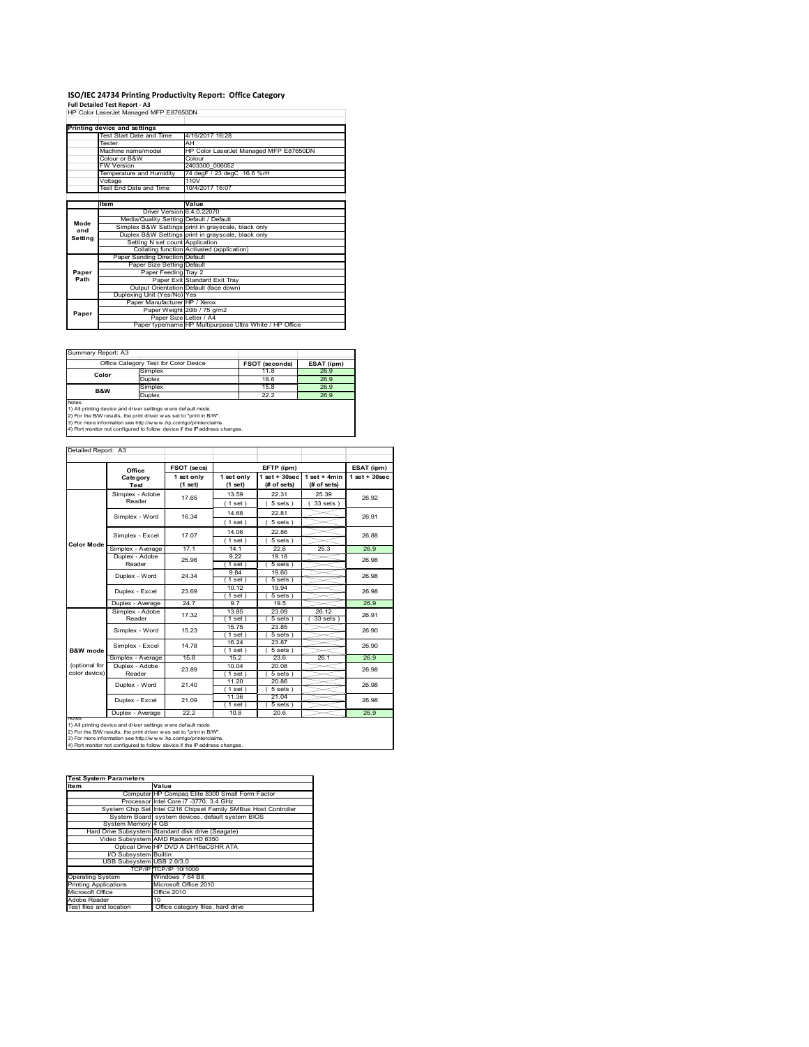# ISO/IEC 24734 Printing Productivity Report: Office Category

**Full Detailed Test Report - A3**

HP Color LaserJet Managed MFP E87650DN

| Printing device and settings | |
|---|---|
| Test Start Date and Time | 4/16/2017 16:28 |
| Tester | AH |
| Machine name/model | HP Color LaserJet Managed MFP E87650DN |
| Colour or B&W | Colour |
| FW Version | 2403300_006052 |
| Temperature and Humidity | 74 degF / 23 degC 16.6 %rH |
| Voltage | 110V |
| Test End Date and Time | 10/4/2017 16:07 |

| | Item | Value |
|---|---|---|
| Mode and Setting | Driver Version | 6.4.0.22070 |
| | Media/Quality Setting | Default / Default |
| | Simplex B&W Settings | print in grayscale, black only |
| | Duplex B&W Settings | print in grayscale, black only |
| | Setting N set count | Application |
| | Collating function | Activated (application) |
| Paper Path | Paper Sending Direction | Default |
| | Paper Size Setting | Default |
| | Paper Feeding | Tray 2 |
| | Paper Exit | Standard Exit Tray |
| | Output Orientation | Default (face down) |
| | Duplexing Unit (Yes/No) | Yes |
| Paper | Paper Manufacturer | HP / Xerox |
| | Paper Weight | 20lb / 75 g/m2 |
| | Paper Size | Letter / A4 |
| | Paper type/name | HP Multipurpose Ultra White / HP Office |

Summary Report: A3

| Office Category Test for Color Device | | FSOT (seconds) | ESAT (ipm) |
|---|---|---|---|
| Color | Simplex | 11.8 | 26.9 |
| | Duplex | 18.6 | 26.9 |
| B&W | Simplex | 15.8 | 26.9 |
| | Duplex | 22.2 | 26.9 |

Notes
1) All printing device and driver settings were default mode.
2) For the B/W results, the print driver was set to "print in B/W".
3) For more information see http://www.hp.com/go/printerclaims.
4) Port monitor not configured to follow device if the IP address changes.

Detailed Report: A3

| | Office Category Test | FSOT (secs) 1 set only (1 set) | EFTP (ipm) 1 set only (1 set) | EFTP (ipm) 1 set + 30sec (# of sets) | EFTP (ipm) 1 set + 4min (# of sets) | ESAT (ipm) 1 set + 30sec |
|---|---|---|---|---|---|---|
| Color Mode | Simplex - Adobe Reader | 17.65 | 13.59 (1 set) | 22.31 (5 sets) | 25.39 (33 sets) | 26.92 |
| | Simplex - Word | 16.34 | 14.68 (1 set) | 22.81 (5 sets) | | 26.91 |
| | Simplex - Excel | 17.07 | 14.06 (1 set) | 22.86 (5 sets) | | 26.88 |
| | Simplex - Average | 17.1 | 14.1 | 22.6 | 25.3 | 26.9 |
| | Duplex - Adobe Reader | 25.98 | 9.22 (1 set) | 19.18 (5 sets) | | 26.98 |
| | Duplex - Word | 24.34 | 9.84 (1 set) | 19.60 (5 sets) | | 26.98 |
| | Duplex - Excel | 23.69 | 10.12 (1 set) | 19.94 (5 sets) | | 26.98 |
| | Duplex - Average | 24.7 | 9.7 | 19.5 | | 26.9 |
| B&W mode (optional for color device) | Simplex - Adobe Reader | 17.32 | 13.85 (1 set) | 23.09 (5 sets) | 26.12 (33 sets) | 26.91 |
| | Simplex - Word | 15.23 | 15.75 (1 set) | 23.85 (5 sets) | | 26.90 |
| | Simplex - Excel | 14.78 | 16.24 (1 set) | 23.87 (5 sets) | | 26.90 |
| | Simplex - Average | 15.8 | 15.2 | 23.6 | 26.1 | 26.9 |
| | Duplex - Adobe Reader | 23.89 | 10.04 (1 set) | 20.08 (5 sets) | | 26.98 |
| | Duplex - Word | 21.40 | 11.20 (1 set) | 20.86 (5 sets) | | 26.98 |
| | Duplex - Excel | 21.09 | 11.36 (1 set) | 21.04 (5 sets) | | 26.98 |
| | Duplex - Average | 22.2 | 10.8 | 20.6 | | 26.9 |

Notes
1) All printing device and driver settings were default mode.
2) For the B/W results, the print driver was set to "print in B/W".
3) For more information see http://www.hp.com/go/printerclaims.
4) Port monitor not configured to follow device if the IP address changes.

| Test System Parameters | |
|---|---|
| **Item** | **Value** |
| Computer | HP Compaq Elite 8300 Small Form Factor |
| Processor | Intel Core i7 -3770, 3.4 GHz |
| System Chip Set | Intel C216 Chipset Family SMBus Host Controller |
| System Board | system devices, default system BIOS |
| System Memory | 4 GB |
| Hard Drive Subsystem | Standard disk drive (Seagate) |
| Video Subsystem | AMD Radeon HD 6350 |
| Optical Drive | HP DVD A DH16aCSHR ATA |
| I/O Subsystem | Builtin |
| USB Subsystem | USB 2.0/3.0 |
| TCP/IP | TCP/IP 10/1000 |
| Operating System | Windows 7 64 Bit |
| Printing Applications | Microsoft Office 2010 |
| Microsoft Office | Office 2010 |
| Adobe Reader | 10 |
| Test files and location | Office category files, hard drive |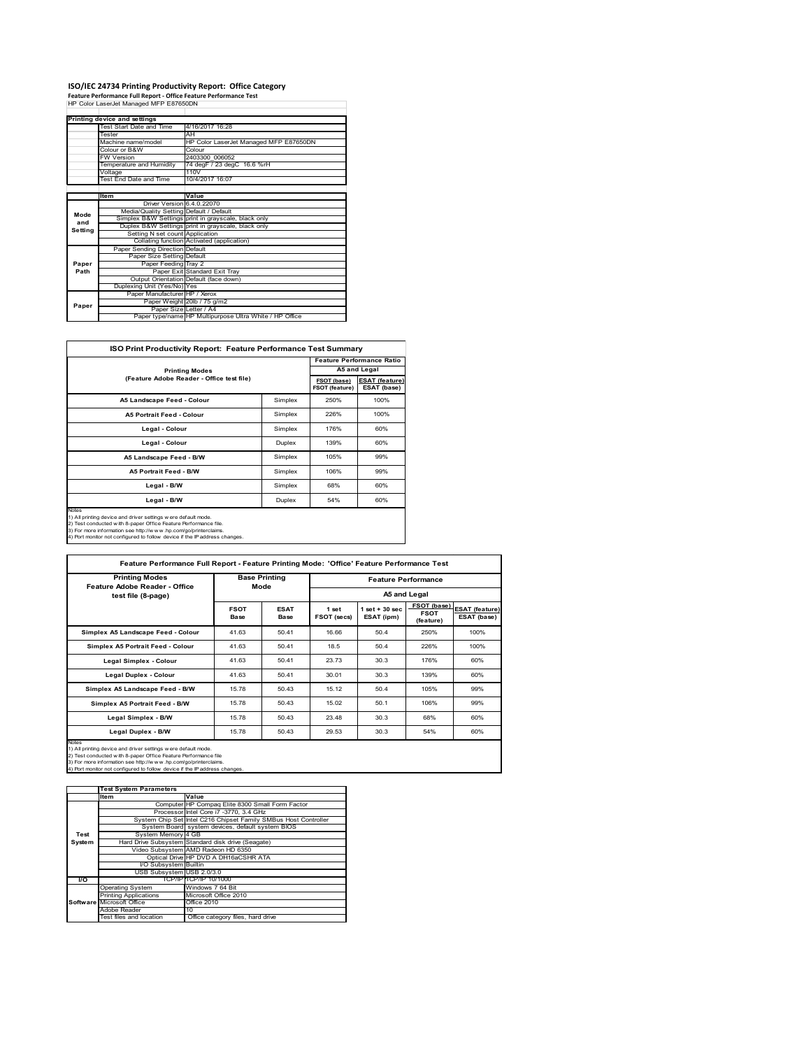# ISO/IEC 24734 Printing Productivity Report: Office Category

**Feature Performance Full Report - Office Feature Performance Test**

HP Color LaserJet Managed MFP E87650DN

| Printing device and settings | |
|---|---|
| Test Start Date and Time | 4/16/2017 16:28 |
| Tester | AH |
| Machine name/model | HP Color LaserJet Managed MFP E87650DN |
| Colour or B&W | Colour |
| FW Version | 2403300_006052 |
| Temperature and Humidity | 74 degF / 23 degC 16.6 %rH |
| Voltage | 110V |
| Test End Date and Time | 10/4/2017 16:07 |

| | Item | Value |
|---|---|---|
| Mode and Setting | Driver Version | 6.4.0.22070 |
| | Media/Quality Setting | Default / Default |
| | Simplex B&W Settings | print in grayscale, black only |
| | Duplex B&W Settings | print in grayscale, black only |
| | Setting N set count | Application |
| | Collating function | Activated (application) |
| Paper Path | Paper Sending Direction | Default |
| | Paper Size Setting | Default |
| | Paper Feeding | Tray 2 |
| | Paper Exit | Standard Exit Tray |
| | Output Orientation | Default (face down) |
| | Duplexing Unit (Yes/No) | Yes |
| Paper | Paper Manufacturer | HP / Xerox |
| | Paper Weight | 20lb / 75 g/m2 |
| | Paper Size | Letter / A4 |
| | Paper type/name | HP Multipurpose Ultra White / HP Office |

## ISO Print Productivity Report: Feature Performance Test Summary

| Printing Modes (Feature Adobe Reader - Office test file) | | Feature Performance Ratio A5 and Legal | |
|---|---|---|---|
| | | FSOT (base) / FSOT (feature) | ESAT (feature) / ESAT (base) |
| A5 Landscape Feed - Colour | Simplex | 250% | 100% |
| A5 Portrait Feed - Colour | Simplex | 226% | 100% |
| Legal - Colour | Simplex | 176% | 60% |
| Legal - Colour | Duplex | 139% | 60% |
| A5 Landscape Feed - B/W | Simplex | 105% | 99% |
| A5 Portrait Feed - B/W | Simplex | 106% | 99% |
| Legal - B/W | Simplex | 68% | 60% |
| Legal - B/W | Duplex | 54% | 60% |

Notes
1) All printing device and driver settings were default mode.
2) Test conducted with 8-paper Office Feature Performance file.
3) For more information see http://www.hp.com/go/printerclaims.
4) Port monitor not configured to follow device if the IP address changes.

## Feature Performance Full Report - Feature Printing Mode: 'Office' Feature Performance Test

| Printing Modes Feature Adobe Reader - Office test file (8-page) | Base Printing Mode | | Feature Performance A5 and Legal | | | |
|---|---|---|---|---|---|---|
| | FSOT Base | ESAT Base | 1 set FSOT (secs) | 1 set + 30 sec ESAT (ipm) | FSOT (base) / FSOT (feature) | ESAT (feature) / ESAT (base) |
| Simplex A5 Landscape Feed - Colour | 41.63 | 50.41 | 16.66 | 50.4 | 250% | 100% |
| Simplex A5 Portrait Feed - Colour | 41.63 | 50.41 | 18.5 | 50.4 | 226% | 100% |
| Legal Simplex - Colour | 41.63 | 50.41 | 23.73 | 30.3 | 176% | 60% |
| Legal Duplex - Colour | 41.63 | 50.41 | 30.01 | 30.3 | 139% | 60% |
| Simplex A5 Landscape Feed - B/W | 15.78 | 50.43 | 15.12 | 50.4 | 105% | 99% |
| Simplex A5 Portrait Feed - B/W | 15.78 | 50.43 | 15.02 | 50.1 | 106% | 99% |
| Legal Simplex - B/W | 15.78 | 50.43 | 23.48 | 30.3 | 68% | 60% |
| Legal Duplex - B/W | 15.78 | 50.43 | 29.53 | 30.3 | 54% | 60% |

Notes
1) All printing device and driver settings were default mode.
2) Test conducted with 8-paper Office Feature Performance file
3) For more information see http://www.hp.com/go/printerclaims.
4) Port monitor not configured to follow device if the IP address changes.

| | Test System Parameters | |
|---|---|---|
| | Item | Value |
| Test System | Computer | HP Compaq Elite 8300 Small Form Factor |
| | Processor | Intel Core i7 -3770, 3.4 GHz |
| | System Chip Set | Intel C216 Chipset Family SMBus Host Controller |
| | System Board | system devices, default system BIOS |
| | System Memory | 4 GB |
| | Hard Drive Subsystem | Standard disk drive (Seagate) |
| | Video Subsystem | AMD Radeon HD 6350 |
| | Optical Drive | HP DVD A DH16aCSHR ATA |
| | I/O Subsystem | Builtin |
| | USB Subsystem | USB 2.0/3.0 |
| I/O | TCP/IP | TCP/IP 10/1000 |
| Software | Operating System | Windows 7 64 Bit |
| | Printing Applications | Microsoft Office 2010 |
| | Microsoft Office | Office 2010 |
| | Adobe Reader | 10 |
| | Test files and location | Office category files, hard drive |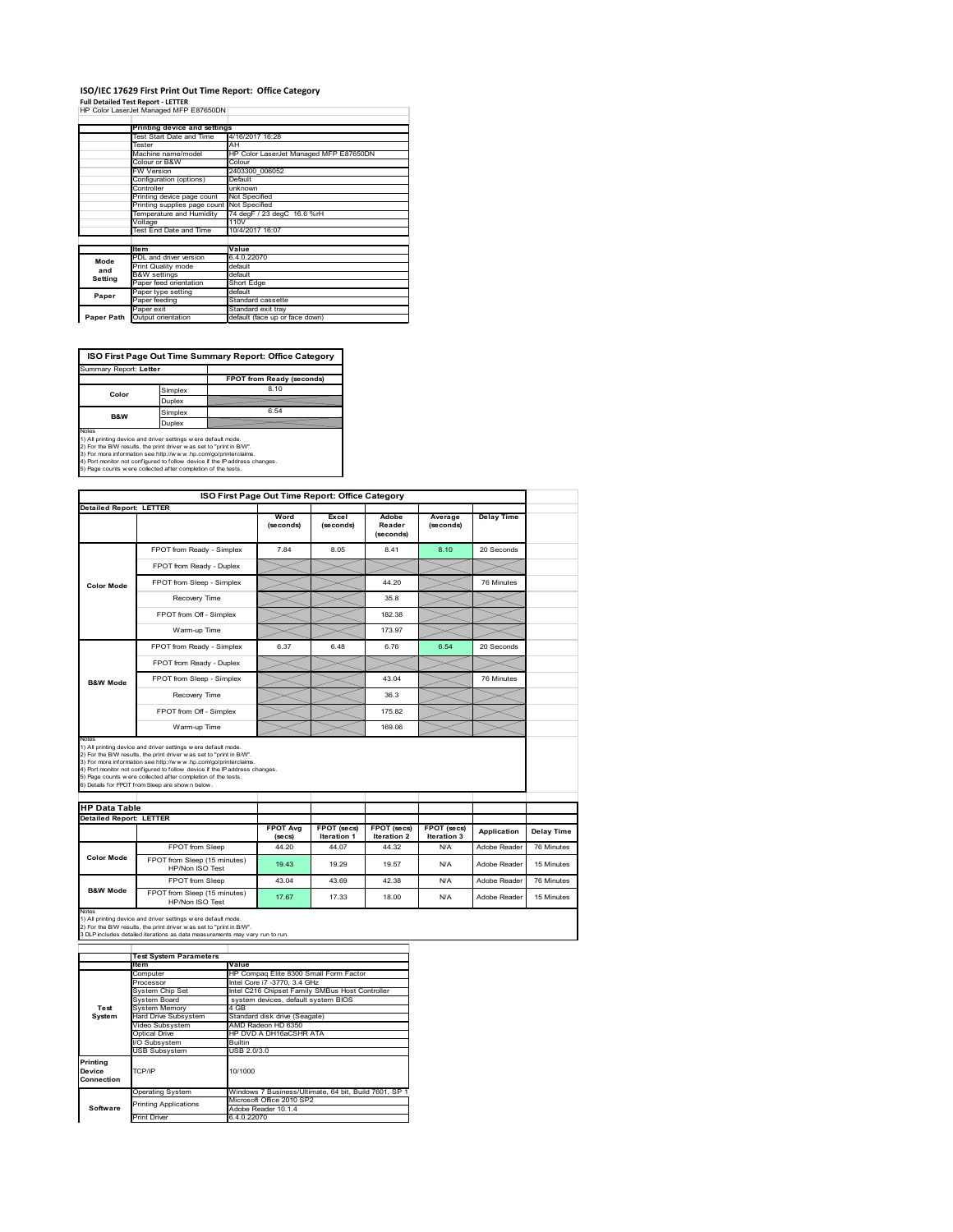# ISO/IEC 17629 First Print Out Time Report: Office Category

**Full Detailed Test Report - LETTER**

HP Color LaserJet Managed MFP E87650DN

| | Printing device and settings | |
|---|---|---|
| | Test Start Date and Time | 4/16/2017 16:28 |
| | Tester | AH |
| | Machine name/model | HP Color LaserJet Managed MFP E87650DN |
| | Colour or B&W | Colour |
| | FW Version | 2403300_006052 |
| | Configuration (options) | Default |
| | Controller | unknown |
| | Printing device page count | Not Specified |
| | Printing supplies page count | Not Specified |
| | Temperature and Humidity | 74 degF / 23 degC 16.6 %rH |
| | Voltage | 110V |
| | Test End Date and Time | 10/4/2017 16:07 |

| | Item | Value |
|---|---|---|
| Mode and Setting | PDL and driver version | 6.4.0.22070 |
| | Print Quality mode | default |
| | B&W settings | default |
| | Paper feed orientation | Short Edge |
| Paper | Paper type setting | default |
| | Paper feeding | Standard cassette |
| | Paper exit | Standard exit tray |
| Paper Path | Output orientation | default (face up or face down) |

## ISO First Page Out Time Summary Report: Office Category

Summary Report: **Letter**

| | | FPOT from Ready (seconds) |
|---|---|---|
| Color | Simplex | 8.10 |
| | Duplex | |
| B&W | Simplex | 6.54 |
| | Duplex | |

Notes
1) All printing device and driver settings were default mode.
2) For the B/W results, the print driver was set to "print in B/W".
3) For more information see http://www.hp.com/go/printerclaims.
4) Port monitor not configured to follow device if the IP address changes.
5) Page counts were collected after completion of the tests.

## ISO First Page Out Time Report: Office Category

**Detailed Report: LETTER**

| | | Word (seconds) | Excel (seconds) | Adobe Reader (seconds) | Average (seconds) | Delay Time |
|---|---|---|---|---|---|---|
| Color Mode | FPOT from Ready - Simplex | 7.84 | 8.05 | 8.41 | 8.10 | 20 Seconds |
| | FPOT from Ready - Duplex | | | | | |
| | FPOT from Sleep - Simplex | | | 44.20 | | 76 Minutes |
| | Recovery Time | | | 35.8 | | |
| | FPOT from Off - Simplex | | | 182.38 | | |
| | Warm-up Time | | | 173.97 | | |
| B&W Mode | FPOT from Ready - Simplex | 6.37 | 6.48 | 6.76 | 6.54 | 20 Seconds |
| | FPOT from Ready - Duplex | | | | | |
| | FPOT from Sleep - Simplex | | | 43.04 | | 76 Minutes |
| | Recovery Time | | | 36.3 | | |
| | FPOT from Off - Simplex | | | 175.82 | | |
| | Warm-up Time | | | 169.06 | | |

Notes
1) All printing device and driver settings were default mode.
2) For the B/W results, the print driver was set to "print in B/W".
3) For more information see http://www.hp.com/go/printerclaims.
4) Port monitor not configured to follow device if the IP address changes.
5) Page counts were collected after completion of the tests.
6) Details for FPOT from Sleep are shown below.

## HP Data Table

**Detailed Report: LETTER**

| | | FPOT Avg (secs) | FPOT (secs) Iteration 1 | FPOT (secs) Iteration 2 | FPOT (secs) Iteration 3 | Application | Delay Time |
|---|---|---|---|---|---|---|---|
| Color Mode | FPOT from Sleep | 44.20 | 44.07 | 44.32 | N/A | Adobe Reader | 76 Minutes |
| | FPOT from Sleep (15 minutes) HP/Non ISO Test | 19.43 | 19.29 | 19.57 | N/A | Adobe Reader | 15 Minutes |
| B&W Mode | FPOT from Sleep | 43.04 | 43.69 | 42.38 | N/A | Adobe Reader | 76 Minutes |
| | FPOT from Sleep (15 minutes) HP/Non ISO Test | 17.67 | 17.33 | 18.00 | N/A | Adobe Reader | 15 Minutes |

Notes
1) All printing device and driver settings were default mode.
2) For the B/W results, the print driver was set to "print in B/W".
3 DLP includes detailed iterations as data measurements may vary run to run.

| | Test System Parameters | |
|---|---|---|
| | Item | Value |
| Test System | Computer | HP Compaq Elite 8300 Small Form Factor |
| | Processor | Intel Core i7 -3770, 3.4 GHz |
| | System Chip Set | Intel C216 Chipset Family SMBus Host Controller |
| | System Board | system devices, default system BIOS |
| | System Memory | 4 GB |
| | Hard Drive Subsystem | Standard disk drive (Seagate) |
| | Video Subsystem | AMD Radeon HD 6350 |
| | Optical Drive | HP DVD A DH16aCSHR ATA |
| | I/O Subsystem | Builtin |
| | USB Subsystem | USB 2.0/3.0 |
| Printing Device Connection | TCP/IP | 10/1000 |
| Software | Operating System | Windows 7 Business/Ultimate, 64 bit, Build 7601, SP 1 |
| | Printing Applications | Microsoft Office 2010 SP2 |
| | | Adobe Reader 10.1.4 |
| | Print Driver | 6.4.0.22070 |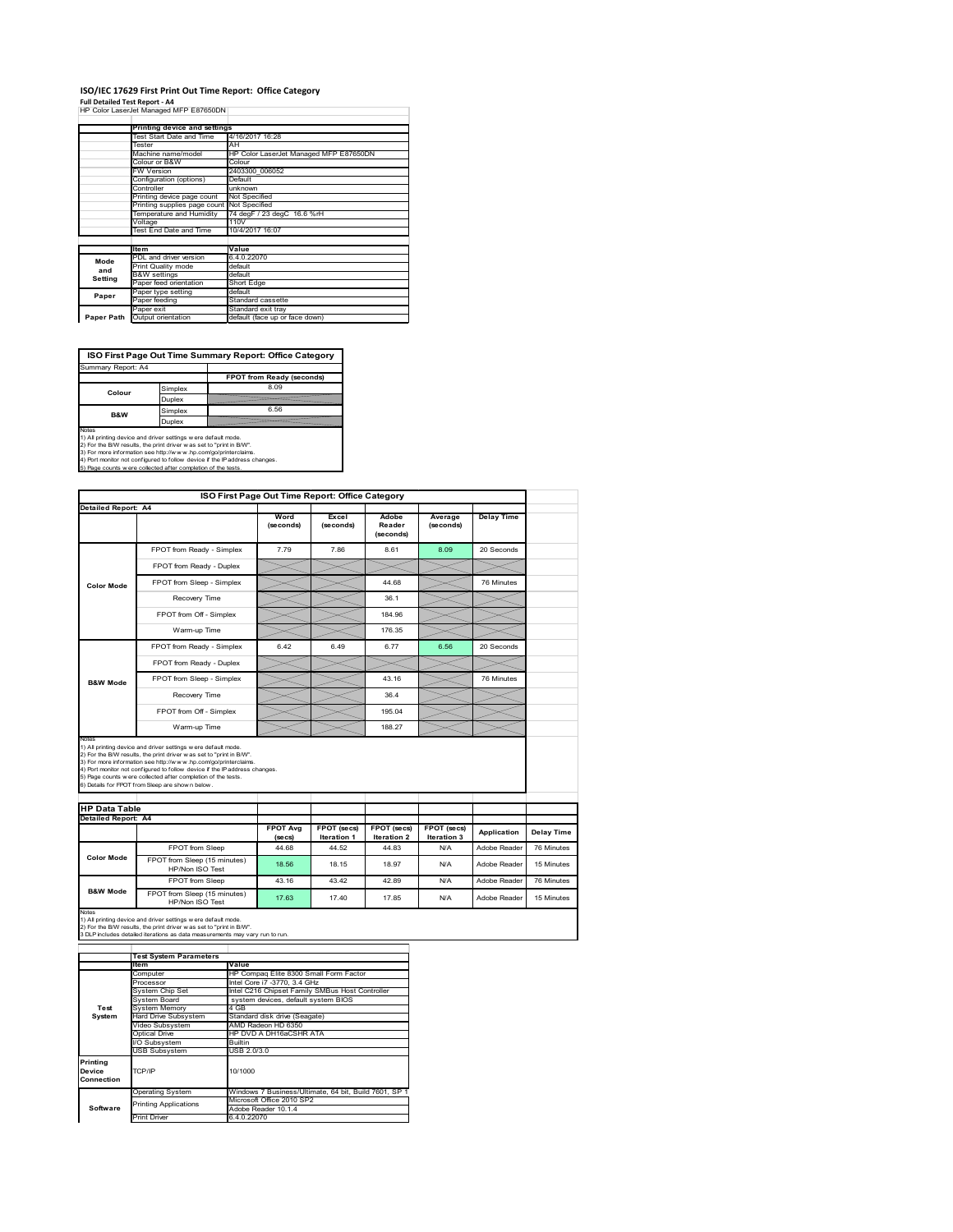# ISO/IEC 17629 First Print Out Time Report: Office Category

**Full Detailed Test Report - A4**

HP Color LaserJet Managed MFP E87650DN

| | Printing device and settings | |
|---|---|---|
| | Test Start Date and Time | 4/16/2017 16:28 |
| | Tester | AH |
| | Machine name/model | HP Color LaserJet Managed MFP E87650DN |
| | Colour or B&W | Colour |
| | FW Version | 2403300_006052 |
| | Configuration (options) | Default |
| | Controller | unknown |
| | Printing device page count | Not Specified |
| | Printing supplies page count | Not Specified |
| | Temperature and Humidity | 74 degF / 23 degC 16.6 %rH |
| | Voltage | 110V |
| | Test End Date and Time | 10/4/2017 16:07 |

| | Item | Value |
|---|---|---|
| Mode and Setting | PDL and driver version | 6.4.0.22070 |
| | Print Quality mode | default |
| | B&W settings | default |
| | Paper feed orientation | Short Edge |
| Paper | Paper type setting | default |
| | Paper feeding | Standard cassette |
| | Paper exit | Standard exit tray |
| Paper Path | Output orientation | default (face up or face down) |

## ISO First Page Out Time Summary Report: Office Category

Summary Report: A4

| | | FPOT from Ready (seconds) |
|---|---|---|
| Colour | Simplex | 8.09 |
| | Duplex | |
| B&W | Simplex | 6.56 |
| | Duplex | |

Notes
1) All printing device and driver settings were default mode.
2) For the B/W results, the print driver was set to "print in B/W".
3) For more information see http://www.hp.com/go/printerclaims.
4) Port monitor not configured to follow device if the IP address changes.
5) Page counts were collected after completion of the tests.

## ISO First Page Out Time Report: Office Category

Detailed Report: A4

| | | Word (seconds) | Excel (seconds) | Adobe Reader (seconds) | Average (seconds) | Delay Time |
|---|---|---|---|---|---|---|
| Color Mode | FPOT from Ready - Simplex | 7.79 | 7.86 | 8.61 | 8.09 | 20 Seconds |
| | FPOT from Ready - Duplex | | | | | |
| | FPOT from Sleep - Simplex | | | 44.68 | | 76 Minutes |
| | Recovery Time | | | 36.1 | | |
| | FPOT from Off - Simplex | | | 184.96 | | |
| | Warm-up Time | | | 176.35 | | |
| B&W Mode | FPOT from Ready - Simplex | 6.42 | 6.49 | 6.77 | 6.56 | 20 Seconds |
| | FPOT from Ready - Duplex | | | | | |
| | FPOT from Sleep - Simplex | | | 43.16 | | 76 Minutes |
| | Recovery Time | | | 36.4 | | |
| | FPOT from Off - Simplex | | | 195.04 | | |
| | Warm-up Time | | | 188.27 | | |

Notes
1) All printing device and driver settings were default mode.
2) For the B/W results, the print driver was set to "print in B/W".
3) For more information see http://www.hp.com/go/printerclaims.
4) Port monitor not configured to follow device if the IP address changes.
5) Page counts were collected after completion of the tests.
6) Details for FPOT from Sleep are shown below.

## HP Data Table

Detailed Report: A4

| | | FPOT Avg (secs) | FPOT (secs) Iteration 1 | FPOT (secs) Iteration 2 | FPOT (secs) Iteration 3 | Application | Delay Time |
|---|---|---|---|---|---|---|---|
| Color Mode | FPOT from Sleep | 44.68 | 44.52 | 44.83 | N/A | Adobe Reader | 76 Minutes |
| | FPOT from Sleep (15 minutes) HP/Non ISO Test | 18.56 | 18.15 | 18.97 | N/A | Adobe Reader | 15 Minutes |
| B&W Mode | FPOT from Sleep | 43.16 | 43.42 | 42.89 | N/A | Adobe Reader | 76 Minutes |
| | FPOT from Sleep (15 minutes) HP/Non ISO Test | 17.63 | 17.40 | 17.85 | N/A | Adobe Reader | 15 Minutes |

Notes
1) All printing device and driver settings were default mode.
2) For the B/W results, the print driver was set to "print in B/W".
3 DLP includes detailed iterations as data measurements may vary run to run.

| | Test System Parameters | |
|---|---|---|
| | Item | Value |
| Test System | Computer | HP Compaq Elite 8300 Small Form Factor |
| | Processor | Intel Core i7 -3770, 3.4 GHz |
| | System Chip Set | Intel C216 Chipset Family SMBus Host Controller |
| | System Board | system devices, default system BIOS |
| | System Memory | 4 GB |
| | Hard Drive Subsystem | Standard disk drive (Seagate) |
| | Video Subsystem | AMD Radeon HD 6350 |
| | Optical Drive | HP DVD A DH16aCSHR ATA |
| | I/O Subsystem | Builtin |
| | USB Subsystem | USB 2.0/3.0 |
| Printing Device Connection | TCP/IP | 10/1000 |
| Software | Operating System | Windows 7 Business/Ultimate, 64 bit, Build 7601, SP 1 |
| | Printing Applications | Microsoft Office 2010 SP2<br>Adobe Reader 10.1.4 |
| | Print Driver | 6.4.0.22070 |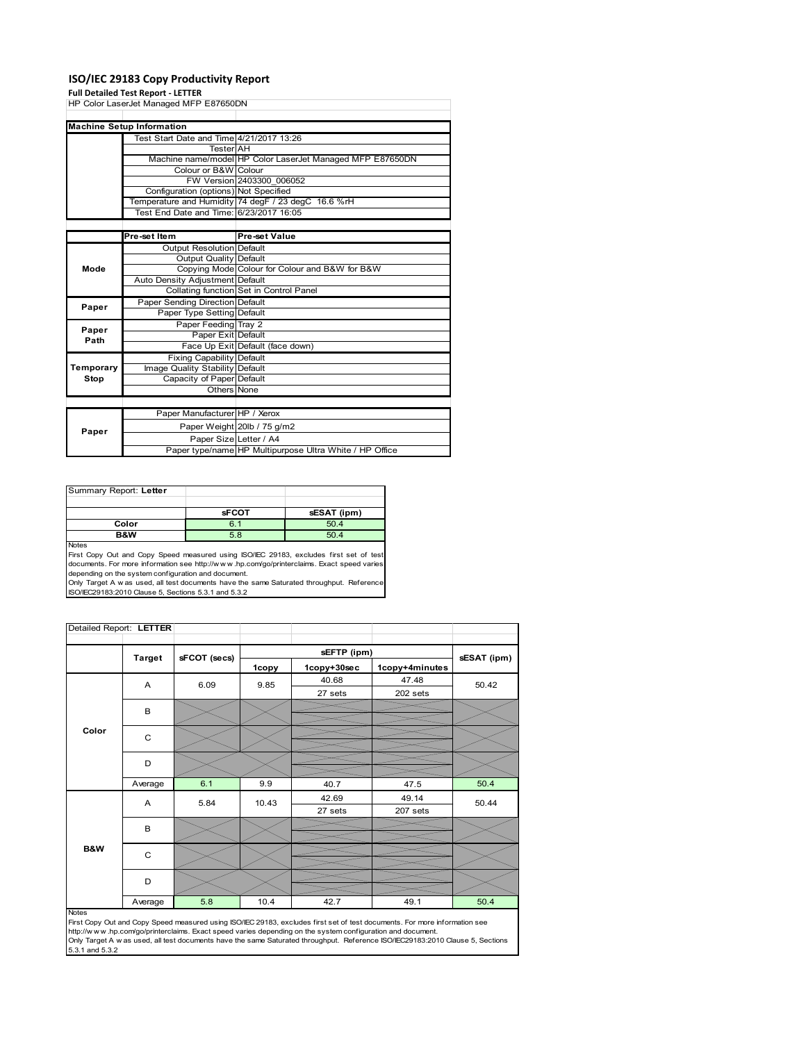# ISO/IEC 29183 Copy Productivity Report

**Full Detailed Test Report - LETTER**

HP Color LaserJet Managed MFP E87650DN

| Machine Setup Information | | |
|---|---|---|
| | Test Start Date and Time | 4/21/2017 13:26 |
| | Tester | AH |
| | Machine name/model | HP Color LaserJet Managed MFP E87650DN |
| | Colour or B&W | Colour |
| | FW Version | 2403300_006052 |
| | Configuration (options) | Not Specified |
| | Temperature and Humidity | 74 degF / 23 degC 16.6 %rH |
| | Test End Date and Time: | 6/23/2017 16:05 |

| | Pre-set Item | Pre-set Value |
|---|---|---|
| Mode | Output Resolution | Default |
| | Output Quality | Default |
| | Copying Mode | Colour for Colour and B&W for B&W |
| | Auto Density Adjustment | Default |
| | Collating function | Set in Control Panel |
| Paper | Paper Sending Direction | Default |
| | Paper Type Setting | Default |
| Paper Path | Paper Feeding | Tray 2 |
| | Paper Exit | Default |
| | Face Up Exit | Default (face down) |
| Temporary Stop | Fixing Capability | Default |
| | Image Quality Stability | Default |
| | Capacity of Paper | Default |
| | Others | None |

| | | |
|---|---|---|
| Paper | Paper Manufacturer | HP / Xerox |
| | Paper Weight | 20lb / 75 g/m2 |
| | Paper Size | Letter / A4 |
| | Paper type/name | HP Multipurpose Ultra White / HP Office |

Summary Report: **Letter**

| | sFCOT | sESAT (ipm) |
|---|---|---|
| Color | 6.1 | 50.4 |
| B&W | 5.8 | 50.4 |

Notes
First Copy Out and Copy Speed measured using ISO/IEC 29183, excludes first set of test documents. For more information see http://www.hp.com/go/printerclaims. Exact speed varies depending on the system configuration and document.
Only Target A was used, all test documents have the same Saturated throughput. Reference ISO/IEC29183:2010 Clause 5, Sections 5.3.1 and 5.3.2

Detailed Report: **LETTER**

| | Target | sFCOT (secs) | sEFTP (ipm) 1copy | sEFTP (ipm) 1copy+30sec | sEFTP (ipm) 1copy+4minutes | sESAT (ipm) |
|---|---|---|---|---|---|---|
| Color | A | 6.09 | 9.85 | 40.68<br>27 sets | 47.48<br>202 sets | 50.42 |
| | B | | | | | |
| | C | | | | | |
| | D | | | | | |
| | Average | 6.1 | 9.9 | 40.7 | 47.5 | 50.4 |
| B&W | A | 5.84 | 10.43 | 42.69<br>27 sets | 49.14<br>207 sets | 50.44 |
| | B | | | | | |
| | C | | | | | |
| | D | | | | | |
| | Average | 5.8 | 10.4 | 42.7 | 49.1 | 50.4 |

Notes
First Copy Out and Copy Speed measured using ISO/IEC 29183, excludes first set of test documents. For more information see http://www.hp.com/go/printerclaims. Exact speed varies depending on the system configuration and document.
Only Target A was used, all test documents have the same Saturated throughput. Reference ISO/IEC29183:2010 Clause 5, Sections 5.3.1 and 5.3.2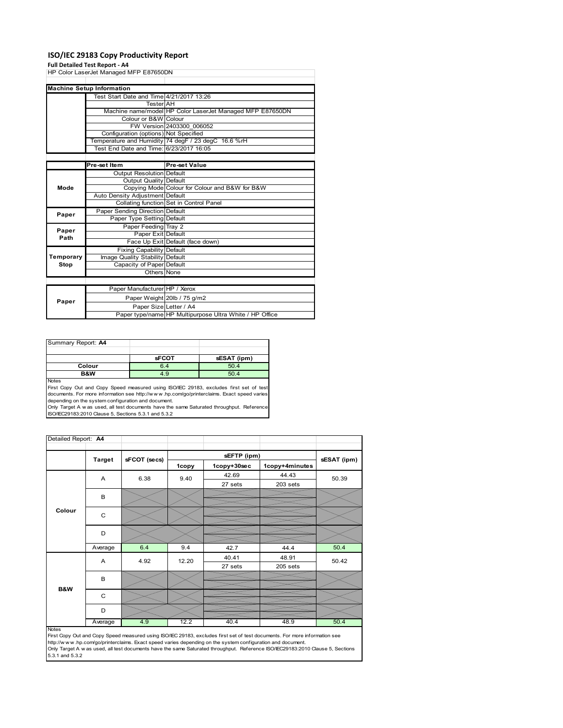# ISO/IEC 29183 Copy Productivity Report

**Full Detailed Test Report - A4**

HP Color LaserJet Managed MFP E87650DN

| Machine Setup Information | | |
|---|---|---|
| | Test Start Date and Time | 4/21/2017 13:26 |
| | Tester | AH |
| | Machine name/model | HP Color LaserJet Managed MFP E87650DN |
| | Colour or B&W | Colour |
| | FW Version | 2403300_006052 |
| | Configuration (options) | Not Specified |
| | Temperature and Humidity | 74 degF / 23 degC 16.6 %rH |
| | Test End Date and Time: | 6/23/2017 16:05 |
| | **Pre-set Item** | **Pre-set Value** |
| **Mode** | Output Resolution | Default |
| | Output Quality | Default |
| | Copying Mode | Colour for Colour and B&W for B&W |
| | Auto Density Adjustment | Default |
| | Collating function | Set in Control Panel |
| **Paper** | Paper Sending Direction | Default |
| | Paper Type Setting | Default |
| **Paper Path** | Paper Feeding | Tray 2 |
| | Paper Exit | Default |
| | Face Up Exit | Default (face down) |
| **Temporary Stop** | Fixing Capability | Default |
| | Image Quality Stability | Default |
| | Capacity of Paper | Default |
| | Others | None |
| **Paper** | Paper Manufacturer | HP / Xerox |
| | Paper Weight | 20lb / 75 g/m2 |
| | Paper Size | Letter / A4 |
| | Paper type/name | HP Multipurpose Ultra White / HP Office |

Summary Report: **A4**

| | sFCOT | sESAT (ipm) |
|---|---|---|
| **Colour** | 6.4 | 50.4 |
| **B&W** | 4.9 | 50.4 |

Notes

First Copy Out and Copy Speed measured using ISO/IEC 29183, excludes first set of test documents. For more information see http://www.hp.com/go/printerclaims. Exact speed varies depending on the system configuration and document.

Only Target A was used, all test documents have the same Saturated throughput. Reference ISO/IEC29183:2010 Clause 5, Sections 5.3.1 and 5.3.2

Detailed Report: **A4**

| | Target | sFCOT (secs) | sEFTP (ipm) 1copy | sEFTP (ipm) 1copy+30sec | sEFTP (ipm) 1copy+4minutes | sESAT (ipm) |
|---|---|---|---|---|---|---|
| **Colour** | A | 6.38 | 9.40 | 42.69 / 27 sets | 44.43 / 203 sets | 50.39 |
| | B | | | | | |
| | C | | | | | |
| | D | | | | | |
| | Average | 6.4 | 9.4 | 42.7 | 44.4 | 50.4 |
| **B&W** | A | 4.92 | 12.20 | 40.41 / 27 sets | 48.91 / 205 sets | 50.42 |
| | B | | | | | |
| | C | | | | | |
| | D | | | | | |
| | Average | 4.9 | 12.2 | 40.4 | 48.9 | 50.4 |

Notes

First Copy Out and Copy Speed measured using ISO/IEC 29183, excludes first set of test documents. For more information see http://www.hp.com/go/printerclaims. Exact speed varies depending on the system configuration and document.

Only Target A was used, all test documents have the same Saturated throughput. Reference ISO/IEC29183:2010 Clause 5, Sections 5.3.1 and 5.3.2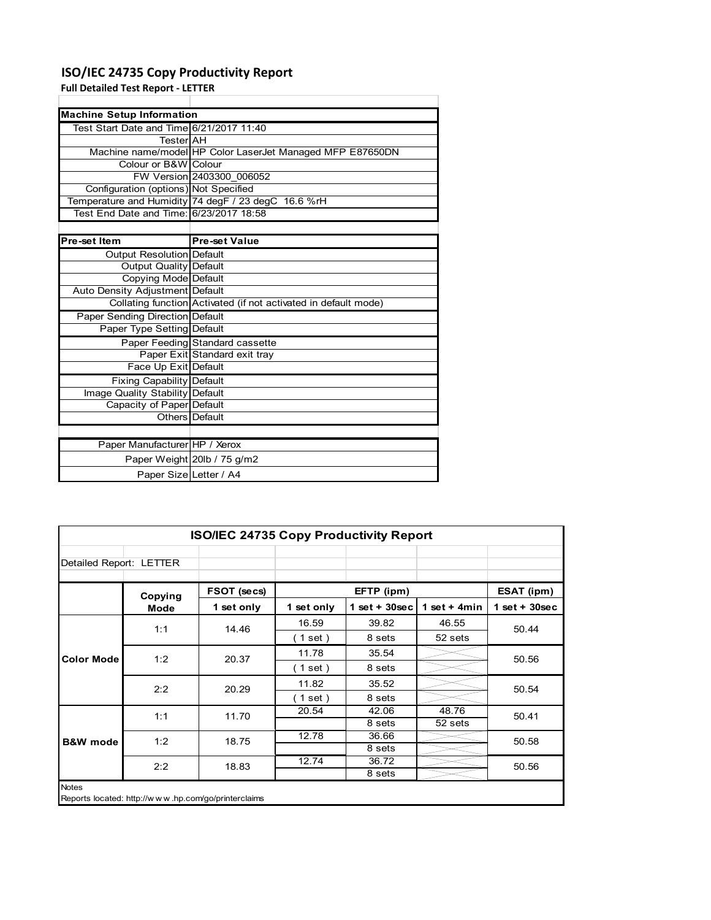# ISO/IEC 24735 Copy Productivity Report

**Full Detailed Test Report - LETTER**

| Machine Setup Information | |
|---|---|
| Test Start Date and Time | 6/21/2017 11:40 |
| Tester | AH |
| Machine name/model | HP Color LaserJet Managed MFP E87650DN |
| Colour or B&W | Colour |
| FW Version | 2403300_006052 |
| Configuration (options) | Not Specified |
| Temperature and Humidity | 74 degF / 23 degC 16.6 %rH |
| Test End Date and Time: | 6/23/2017 18:58 |

| Pre-set Item | Pre-set Value |
|---|---|
| Output Resolution | Default |
| Output Quality | Default |
| Copying Mode | Default |
| Auto Density Adjustment | Default |
| Collating function | Activated (if not activated in default mode) |
| Paper Sending Direction | Default |
| Paper Type Setting | Default |
| Paper Feeding | Standard cassette |
| Paper Exit | Standard exit tray |
| Face Up Exit | Default |
| Fixing Capability | Default |
| Image Quality Stability | Default |
| Capacity of Paper | Default |
| Others | Default |

| | |
|---|---|
| Paper Manufacturer | HP / Xerox |
| Paper Weight | 20lb / 75 g/m2 |
| Paper Size | Letter / A4 |

**ISO/IEC 24735 Copy Productivity Report**

Detailed Report: LETTER

| | Copying Mode | FSOT (secs) | EFTP (ipm) | | | ESAT (ipm) |
|---|---|---|---|---|---|---|
| | | 1 set only | 1 set only | 1 set + 30sec | 1 set + 4min | 1 set + 30sec |
| Color Mode | 1:1 | 14.46 | 16.59 | 39.82 | 46.55 | 50.44 |
| | | | ( 1 set ) | 8 sets | 52 sets | |
| | 1:2 | 20.37 | 11.78 | 35.54 | | 50.56 |
| | | | ( 1 set ) | 8 sets | | |
| | 2:2 | 20.29 | 11.82 | 35.52 | | 50.54 |
| | | | ( 1 set ) | 8 sets | | |
| B&W mode | 1:1 | 11.70 | 20.54 | 42.06 | 48.76 | 50.41 |
| | | | | 8 sets | 52 sets | |
| | 1:2 | 18.75 | 12.78 | 36.66 | | 50.58 |
| | | | | 8 sets | | |
| | 2:2 | 18.83 | 12.74 | 36.72 | | 50.56 |
| | | | | 8 sets | | |

Notes

Reports located: http://www.hp.com/go/printerclaims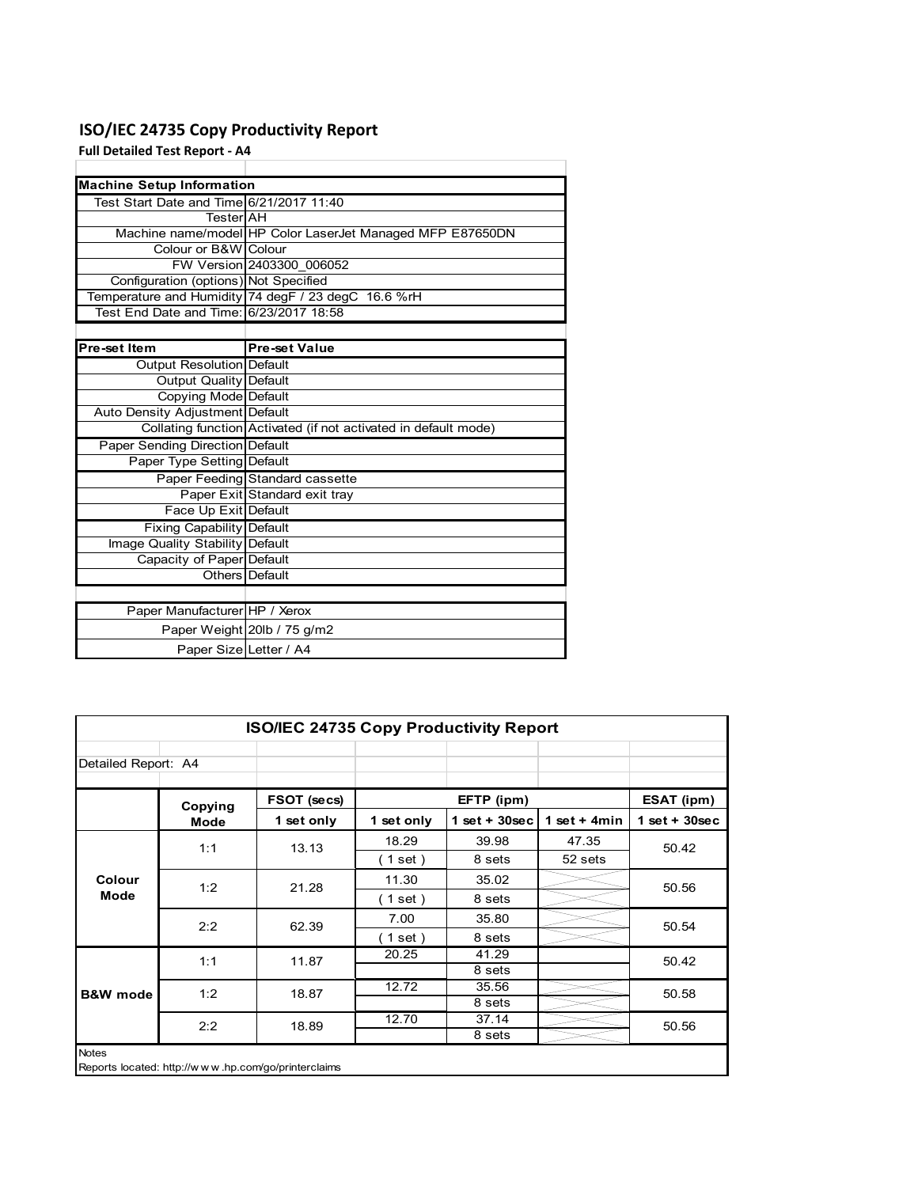# ISO/IEC 24735 Copy Productivity Report

**Full Detailed Test Report - A4**

| Machine Setup Information | |
|---|---|
| Test Start Date and Time | 6/21/2017 11:40 |
| Tester | AH |
| Machine name/model | HP Color LaserJet Managed MFP E87650DN |
| Colour or B&W | Colour |
| FW Version | 2403300_006052 |
| Configuration (options) | Not Specified |
| Temperature and Humidity | 74 degF / 23 degC 16.6 %rH |
| Test End Date and Time: | 6/23/2017 18:58 |

| Pre-set Item | Pre-set Value |
|---|---|
| Output Resolution | Default |
| Output Quality | Default |
| Copying Mode | Default |
| Auto Density Adjustment | Default |
| Collating function | Activated (if not activated in default mode) |
| Paper Sending Direction | Default |
| Paper Type Setting | Default |
| Paper Feeding | Standard cassette |
| Paper Exit | Standard exit tray |
| Face Up Exit | Default |
| Fixing Capability | Default |
| Image Quality Stability | Default |
| Capacity of Paper | Default |
| Others | Default |

| | |
|---|---|
| Paper Manufacturer | HP / Xerox |
| Paper Weight | 20lb / 75 g/m2 |
| Paper Size | Letter / A4 |

**ISO/IEC 24735 Copy Productivity Report**

Detailed Report: A4

| | Copying Mode | FSOT (secs) | EFTP (ipm) | | | ESAT (ipm) |
|---|---|---|---|---|---|---|
| | | 1 set only | 1 set only | 1 set + 30sec | 1 set + 4min | 1 set + 30sec |
| Colour Mode | 1:1 | 13.13 | 18.29 | 39.98 | 47.35 | 50.42 |
| | | | ( 1 set ) | 8 sets | 52 sets | |
| | 1:2 | 21.28 | 11.30 | 35.02 | | 50.56 |
| | | | ( 1 set ) | 8 sets | | |
| | 2:2 | 62.39 | 7.00 | 35.80 | | 50.54 |
| | | | ( 1 set ) | 8 sets | | |
| B&W mode | 1:1 | 11.87 | 20.25 | 41.29 | | 50.42 |
| | | | | 8 sets | | |
| | 1:2 | 18.87 | 12.72 | 35.56 | | 50.58 |
| | | | | 8 sets | | |
| | 2:2 | 18.89 | 12.70 | 37.14 | | 50.56 |
| | | | | 8 sets | | |

Notes

Reports located: http://www.hp.com/go/printerclaims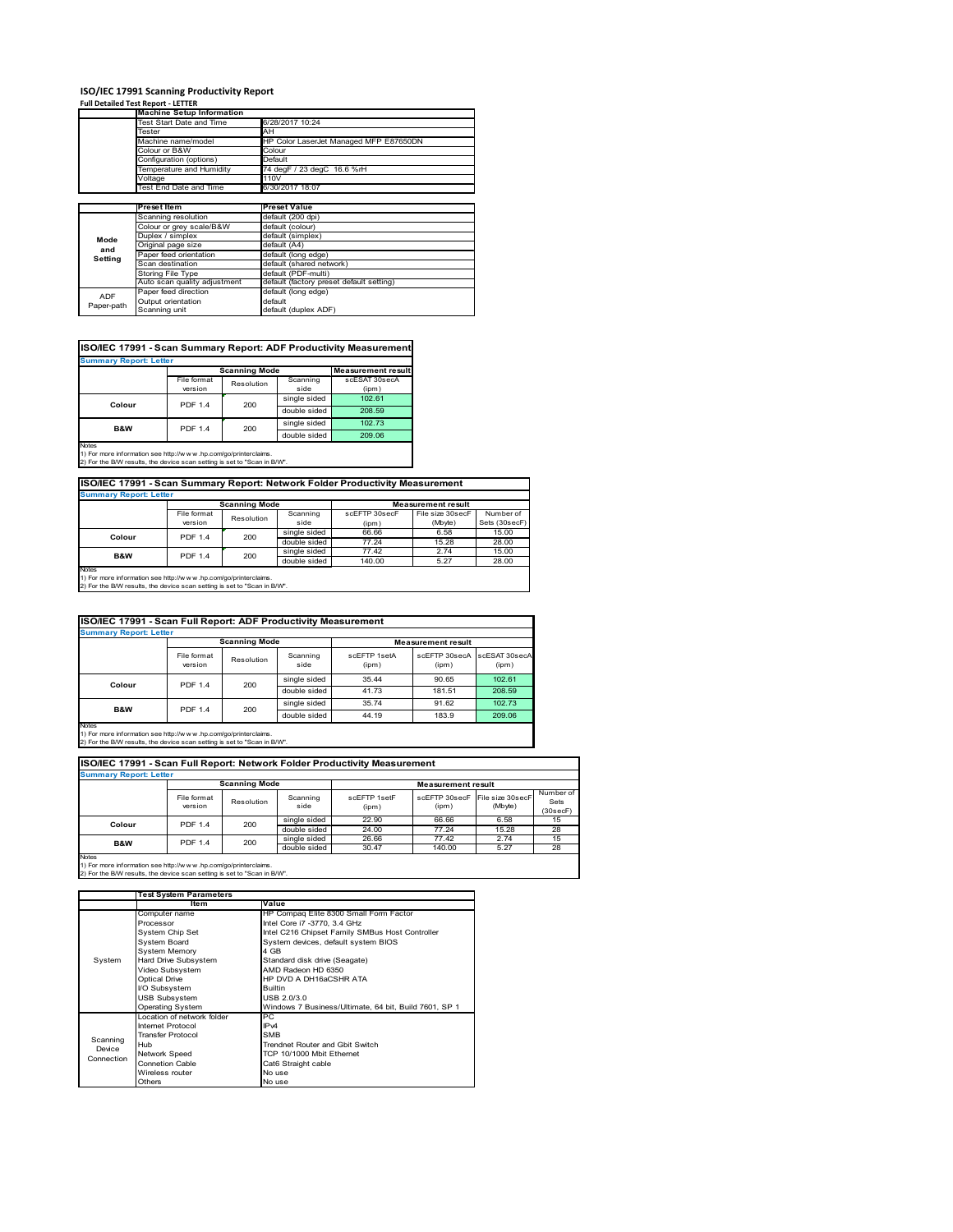# ISO/IEC 17991 Scanning Productivity Report

**Full Detailed Test Report - LETTER**

| Machine Setup Information | |
|---|---|
| Test Start Date and Time | 6/28/2017 10:24 |
| Tester | AH |
| Machine name/model | HP Color LaserJet Managed MFP E87650DN |
| Colour or B&W | Colour |
| Configuration (options) | Default |
| Temperature and Humidity | 74 degF / 23 degC 16.6 %rH |
| Voltage | 110V |
| Test End Date and Time | 6/30/2017 18:07 |

| | Preset Item | Preset Value |
|---|---|---|
| Mode and Setting | Scanning resolution | default (200 dpi) |
| | Colour or grey scale/B&W | default (colour) |
| | Duplex / simplex | default (simplex) |
| | Original page size | default (A4) |
| | Paper feed orientation | default (long edge) |
| | Scan destination | default (shared network) |
| | Storing File Type | default (PDF-multi) |
| | Auto scan quality adjustment | default (factory preset default setting) |
| ADF Paper-path | Paper feed direction | default (long edge) |
| | Output orientation | default |
| | Scanning unit | default (duplex ADF) |

## ISO/IEC 17991 - Scan Summary Report: ADF Productivity Measurement

**Summary Report: Letter**

| | Scanning Mode | | | Measurement result |
|---|---|---|---|---|
| | File format version | Resolution | Scanning side | scESAT 30secA (ipm) |
| Colour | PDF 1.4 | 200 | single sided | 102.61 |
| | | | double sided | 208.59 |
| B&W | PDF 1.4 | 200 | single sided | 102.73 |
| | | | double sided | 209.06 |

Notes
1) For more information see http://w w w .hp.com/go/printerclaims.
2) For the B/W results, the device scan setting is set to "Scan in B/W".

## ISO/IEC 17991 - Scan Summary Report: Network Folder Productivity Measurement

**Summary Report: Letter**

| | Scanning Mode | | | Measurement result | | |
|---|---|---|---|---|---|---|
| | File format version | Resolution | Scanning side | scEFTP 30secF (ipm) | File size 30secF (Mbyte) | Number of Sets (30secF) |
| Colour | PDF 1.4 | 200 | single sided | 66.66 | 6.58 | 15.00 |
| | | | double sided | 77.24 | 15.28 | 28.00 |
| B&W | PDF 1.4 | 200 | single sided | 77.42 | 2.74 | 15.00 |
| | | | double sided | 140.00 | 5.27 | 28.00 |

Notes
1) For more information see http://w w w .hp.com/go/printerclaims.
2) For the B/W results, the device scan setting is set to "Scan in B/W".

## ISO/IEC 17991 - Scan Full Report: ADF Productivity Measurement

**Summary Report: Letter**

| | Scanning Mode | | | Measurement result | | |
|---|---|---|---|---|---|---|
| | File format version | Resolution | Scanning side | scEFTP 1setA (ipm) | scEFTP 30secA (ipm) | scESAT 30secA (ipm) |
| Colour | PDF 1.4 | 200 | single sided | 35.44 | 90.65 | 102.61 |
| | | | double sided | 41.73 | 181.51 | 208.59 |
| B&W | PDF 1.4 | 200 | single sided | 35.74 | 91.62 | 102.73 |
| | | | double sided | 44.19 | 183.9 | 209.06 |

Notes
1) For more information see http://w w w .hp.com/go/printerclaims.
2) For the B/W results, the device scan setting is set to "Scan in B/W".

## ISO/IEC 17991 - Scan Full Report: Network Folder Productivity Measurement

**Summary Report: Letter**

| | Scanning Mode | | | Measurement result | | | |
|---|---|---|---|---|---|---|---|
| | File format version | Resolution | Scanning side | scEFTP 1setF (ipm) | scEFTP 30secF (ipm) | File size 30secF (Mbyte) | Number of Sets (30secF) |
| Colour | PDF 1.4 | 200 | single sided | 22.90 | 66.66 | 6.58 | 15 |
| | | | double sided | 24.00 | 77.24 | 15.28 | 28 |
| B&W | PDF 1.4 | 200 | single sided | 26.66 | 77.42 | 2.74 | 15 |
| | | | double sided | 30.47 | 140.00 | 5.27 | 28 |

Notes
1) For more information see http://w w w .hp.com/go/printerclaims.
2) For the B/W results, the device scan setting is set to "Scan in B/W".

| | Test System Parameters | |
|---|---|---|
| | Item | Value |
| System | Computer name | HP Compaq Elite 8300 Small Form Factor |
| | Processor | Intel Core i7 -3770, 3.4 GHz |
| | System Chip Set | Intel C216 Chipset Family SMBus Host Controller |
| | System Board | System devices, default system BIOS |
| | System Memory | 4 GB |
| | Hard Drive Subsystem | Standard disk drive (Seagate) |
| | Video Subsystem | AMD Radeon HD 6350 |
| | Optical Drive | HP DVD A DH16aCSHR ATA |
| | I/O Subsystem | Builtin |
| | USB Subsystem | USB 2.0/3.0 |
| | Operating System | Windows 7 Business/Ultimate, 64 bit, Build 7601, SP 1 |
| Scanning Device Connection | Location of network folder | PC |
| | Internet Protocol | IPv4 |
| | Transfer Protocol | SMB |
| | Hub | Trendnet Router and Gbit Switch |
| | Network Speed | TCP 10/1000 Mbit Ethernet |
| | Connetion Cable | Cat6 Straight cable |
| | Wireless router | No use |
| | Others | No use |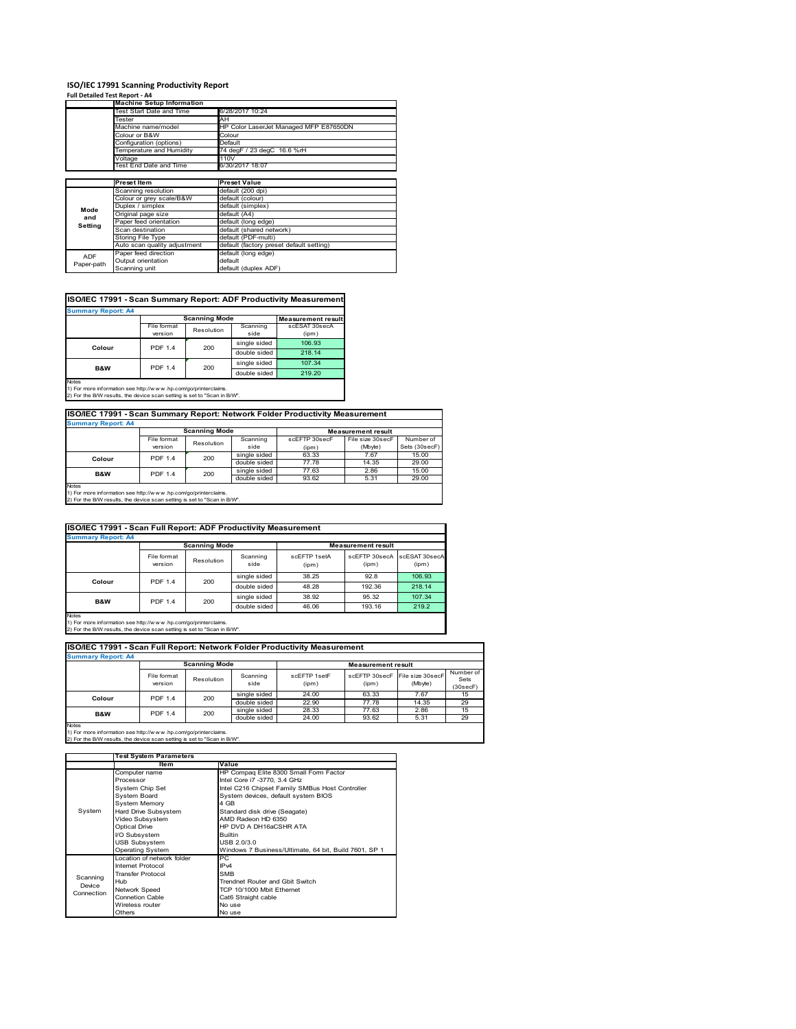# ISO/IEC 17991 Scanning Productivity Report

**Full Detailed Test Report - A4**

| | Machine Setup Information | |
|---|---|---|
| | Test Start Date and Time | 6/28/2017 10:24 |
| | Tester | AH |
| | Machine name/model | HP Color LaserJet Managed MFP E87650DN |
| | Colour or B&W | Colour |
| | Configuration (options) | Default |
| | Temperature and Humidity | 74 degF / 23 degC 16.6 %rH |
| | Voltage | 110V |
| | Test End Date and Time | 6/30/2017 18:07 |

| | Preset Item | Preset Value |
|---|---|---|
| Mode and Setting | Scanning resolution | default (200 dpi) |
| | Colour or grey scale/B&W | default (colour) |
| | Duplex / simplex | default (simplex) |
| | Original page size | default (A4) |
| | Paper feed orientation | default (long edge) |
| | Scan destination | default (shared network) |
| | Storing File Type | default (PDF-multi) |
| | Auto scan quality adjustment | default (factory preset default setting) |
| ADF Paper-path | Paper feed direction | default (long edge) |
| | Output orientation | default |
| | Scanning unit | default (duplex ADF) |

## ISO/IEC 17991 - Scan Summary Report: ADF Productivity Measurement

**Summary Report: A4**

| | Scanning Mode | | | Measurement result |
|---|---|---|---|---|
| | File format version | Resolution | Scanning side | scESAT 30secA (ipm) |
| Colour | PDF 1.4 | 200 | single sided | 106.93 |
| | | | double sided | 218.14 |
| B&W | PDF 1.4 | 200 | single sided | 107.34 |
| | | | double sided | 219.20 |

Notes
1) For more information see http://www.hp.com/go/printerclaims.
2) For the B/W results, the device scan setting is set to "Scan in B/W".

## ISO/IEC 17991 - Scan Summary Report: Network Folder Productivity Measurement

**Summary Report: A4**

| | Scanning Mode | | | Measurement result | | |
|---|---|---|---|---|---|---|
| | File format version | Resolution | Scanning side | scEFTP 30secF (ipm) | File size 30secF (Mbyte) | Number of Sets (30secF) |
| Colour | PDF 1.4 | 200 | single sided | 63.33 | 7.67 | 15.00 |
| | | | double sided | 77.78 | 14.35 | 29.00 |
| B&W | PDF 1.4 | 200 | single sided | 77.63 | 2.86 | 15.00 |
| | | | double sided | 93.62 | 5.31 | 29.00 |

Notes
1) For more information see http://www.hp.com/go/printerclaims.
2) For the B/W results, the device scan setting is set to "Scan in B/W".

## ISO/IEC 17991 - Scan Full Report: ADF Productivity Measurement

**Summary Report: A4**

| | Scanning Mode | | | Measurement result | | |
|---|---|---|---|---|---|---|
| | File format version | Resolution | Scanning side | scEFTP 1setA (ipm) | scEFTP 30secA (ipm) | scESAT 30secA (ipm) |
| Colour | PDF 1.4 | 200 | single sided | 38.25 | 92.8 | 106.93 |
| | | | double sided | 48.28 | 192.36 | 218.14 |
| B&W | PDF 1.4 | 200 | single sided | 38.92 | 95.32 | 107.34 |
| | | | double sided | 46.06 | 193.16 | 219.2 |

Notes
1) For more information see http://www.hp.com/go/printerclaims.
2) For the B/W results, the device scan setting is set to "Scan in B/W".

## ISO/IEC 17991 - Scan Full Report: Network Folder Productivity Measurement

**Summary Report: A4**

| | Scanning Mode | | | Measurement result | | | |
|---|---|---|---|---|---|---|---|
| | File format version | Resolution | Scanning side | scEFTP 1setF (ipm) | scEFTP 30secF (ipm) | File size 30secF (Mbyte) | Number of Sets (30secF) |
| Colour | PDF 1.4 | 200 | single sided | 24.00 | 63.33 | 7.67 | 15 |
| | | | double sided | 22.90 | 77.78 | 14.35 | 29 |
| B&W | PDF 1.4 | 200 | single sided | 28.33 | 77.63 | 2.86 | 15 |
| | | | double sided | 24.00 | 93.62 | 5.31 | 29 |

Notes
1) For more information see http://www.hp.com/go/printerclaims.
2) For the B/W results, the device scan setting is set to "Scan in B/W".

| | Test System Parameters | |
|---|---|---|
| | Item | Value |
| System | Computer name | HP Compaq Elite 8300 Small Form Factor |
| | Processor | Intel Core i7 -3770, 3.4 GHz |
| | System Chip Set | Intel C216 Chipset Family SMBus Host Controller |
| | System Board | System devices, default system BIOS |
| | System Memory | 4 GB |
| | Hard Drive Subsystem | Standard disk drive (Seagate) |
| | Video Subsystem | AMD Radeon HD 6350 |
| | Optical Drive | HP DVD A DH16aCSHR ATA |
| | I/O Subsystem | Builtin |
| | USB Subsystem | USB 2.0/3.0 |
| | Operating System | Windows 7 Business/Ultimate, 64 bit, Build 7601, SP 1 |
| Scanning Device Connection | Location of network folder | PC |
| | Internet Protocol | IPv4 |
| | Transfer Protocol | SMB |
| | Hub | Trendnet Router and Gbit Switch |
| | Network Speed | TCP 10/1000 Mbit Ethernet |
| | Connetion Cable | Cat6 Straight cable |
| | Wireless router | No use |
| | Others | No use |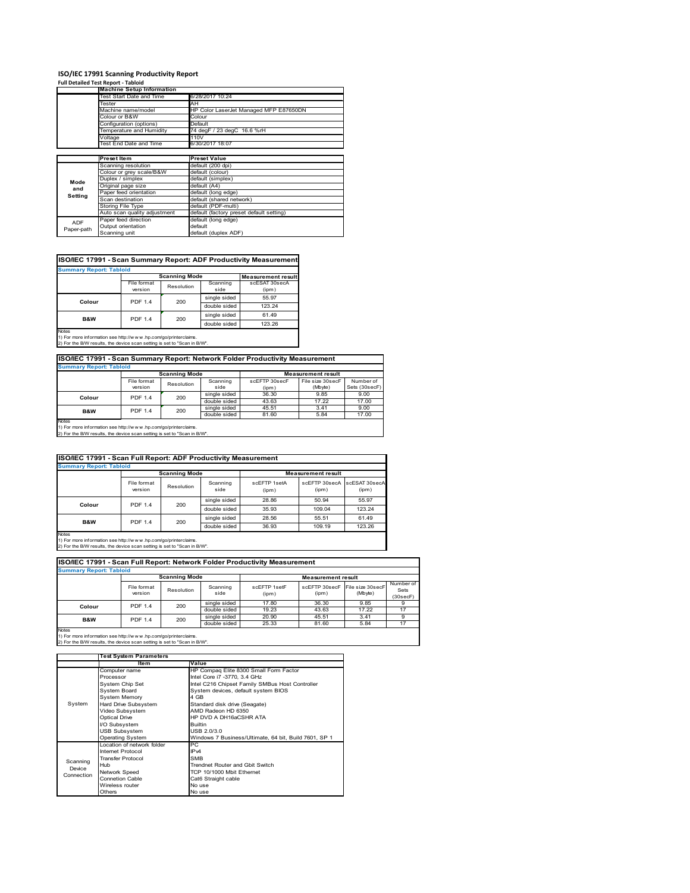# ISO/IEC 17991 Scanning Productivity Report

**Full Detailed Test Report - Tabloid**

| | Machine Setup Information | |
|---|---|---|
| | Test Start Date and Time | 6/28/2017 10:24 |
| | Tester | AH |
| | Machine name/model | HP Color LaserJet Managed MFP E87650DN |
| | Colour or B&W | Colour |
| | Configuration (options) | Default |
| | Temperature and Humidity | 74 degF / 23 degC 16.6 %rH |
| | Voltage | 110V |
| | Test End Date and Time | 6/30/2017 18:07 |

| | Preset Item | Preset Value |
|---|---|---|
| Mode and Setting | Scanning resolution | default (200 dpi) |
| | Colour or grey scale/B&W | default (colour) |
| | Duplex / simplex | default (simplex) |
| | Original page size | default (A4) |
| | Paper feed orientation | default (long edge) |
| | Scan destination | default (shared network) |
| | Storing File Type | default (PDF-multi) |
| | Auto scan quality adjustment | default (factory preset default setting) |
| ADF Paper-path | Paper feed direction | default (long edge) |
| | Output orientation | default |
| | Scanning unit | default (duplex ADF) |

## ISO/IEC 17991 - Scan Summary Report: ADF Productivity Measurement

**Summary Report: Tabloid**

| | Scanning Mode | | | Measurement result |
|---|---|---|---|---|
| | File format version | Resolution | Scanning side | scESAT 30secA (ipm) |
| Colour | PDF 1.4 | 200 | single sided | 55.97 |
| | | | double sided | 123.24 |
| B&W | PDF 1.4 | 200 | single sided | 61.49 |
| | | | double sided | 123.26 |

Notes
1) For more information see http://www.hp.com/go/printerclaims.
2) For the B/W results, the device scan setting is set to "Scan in B/W".

## ISO/IEC 17991 - Scan Summary Report: Network Folder Productivity Measurement

**Summary Report: Tabloid**

| | Scanning Mode | | | Measurement result | | |
|---|---|---|---|---|---|---|
| | File format version | Resolution | Scanning side | scEFTP 30secF (ipm) | File size 30secF (Mbyte) | Number of Sets (30secF) |
| Colour | PDF 1.4 | 200 | single sided | 36.30 | 9.85 | 9.00 |
| | | | double sided | 43.63 | 17.22 | 17.00 |
| B&W | PDF 1.4 | 200 | single sided | 45.51 | 3.41 | 9.00 |
| | | | double sided | 81.60 | 5.84 | 17.00 |

Notes
1) For more information see http://www.hp.com/go/printerclaims.
2) For the B/W results, the device scan setting is set to "Scan in B/W".

## ISO/IEC 17991 - Scan Full Report: ADF Productivity Measurement

**Summary Report: Tabloid**

| | Scanning Mode | | | Measurement result | | |
|---|---|---|---|---|---|---|
| | File format version | Resolution | Scanning side | scEFTP 1setA (ipm) | scEFTP 30secA (ipm) | scESAT 30secA (ipm) |
| Colour | PDF 1.4 | 200 | single sided | 28.86 | 50.94 | 55.97 |
| | | | double sided | 35.93 | 109.04 | 123.24 |
| B&W | PDF 1.4 | 200 | single sided | 28.56 | 55.51 | 61.49 |
| | | | double sided | 36.93 | 109.19 | 123.26 |

Notes
1) For more information see http://www.hp.com/go/printerclaims.
2) For the B/W results, the device scan setting is set to "Scan in B/W".

## ISO/IEC 17991 - Scan Full Report: Network Folder Productivity Measurement

**Summary Report: Tabloid**

| | Scanning Mode | | | Measurement result | | | |
|---|---|---|---|---|---|---|---|
| | File format version | Resolution | Scanning side | scEFTP 1setF (ipm) | scEFTP 30secF (ipm) | File size 30secF (Mbyte) | Number of Sets (30secF) |
| Colour | PDF 1.4 | 200 | single sided | 17.80 | 36.30 | 9.85 | 9 |
| | | | double sided | 19.23 | 43.63 | 17.22 | 17 |
| B&W | PDF 1.4 | 200 | single sided | 20.90 | 45.51 | 3.41 | 9 |
| | | | double sided | 25.33 | 81.60 | 5.84 | 17 |

Notes
1) For more information see http://www.hp.com/go/printerclaims.
2) For the B/W results, the device scan setting is set to "Scan in B/W".

| | Test System Parameters | |
|---|---|---|
| | Item | Value |
| System | Computer name | HP Compaq Elite 8300 Small Form Factor |
| | Processor | Intel Core i7 -3770, 3.4 GHz |
| | System Chip Set | Intel C216 Chipset Family SMBus Host Controller |
| | System Board | System devices, default system BIOS |
| | System Memory | 4 GB |
| | Hard Drive Subsystem | Standard disk drive (Seagate) |
| | Video Subsystem | AMD Radeon HD 6350 |
| | Optical Drive | HP DVD A DH16aCSHR ATA |
| | I/O Subsystem | Builtin |
| | USB Subsystem | USB 2.0/3.0 |
| | Operating System | Windows 7 Business/Ultimate, 64 bit, Build 7601, SP 1 |
| Scanning Device Connection | Location of network folder | PC |
| | Internet Protocol | IPv4 |
| | Transfer Protocol | SMB |
| | Hub | Trendnet Router and Gbit Switch |
| | Network Speed | TCP 10/1000 Mbit Ethernet |
| | Connetion Cable | Cat6 Straight cable |
| | Wireless router | No use |
| | Others | No use |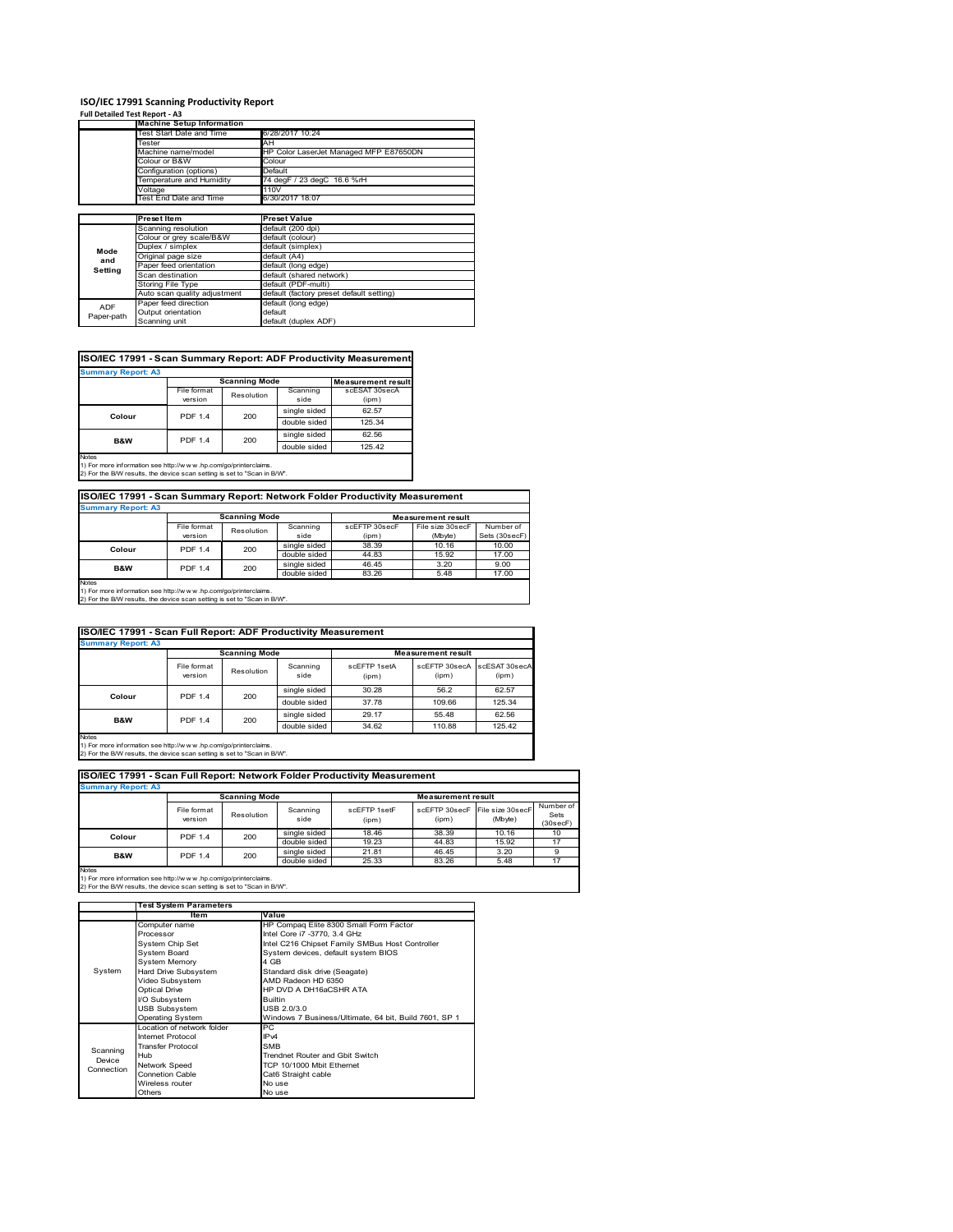# ISO/IEC 17991 Scanning Productivity Report

**Full Detailed Test Report - A3**

| | Machine Setup Information | |
|---|---|---|
| | Test Start Date and Time | 6/28/2017 10:24 |
| | Tester | AH |
| | Machine name/model | HP Color LaserJet Managed MFP E87650DN |
| | Colour or B&W | Colour |
| | Configuration (options) | Default |
| | Temperature and Humidity | 74 degF / 23 degC 16.6 %rH |
| | Voltage | 110V |
| | Test End Date and Time | 6/30/2017 18:07 |

| | Preset Item | Preset Value |
|---|---|---|
| Mode and Setting | Scanning resolution | default (200 dpi) |
| | Colour or grey scale/B&W | default (colour) |
| | Duplex / simplex | default (simplex) |
| | Original page size | default (A4) |
| | Paper feed orientation | default (long edge) |
| | Scan destination | default (shared network) |
| | Storing File Type | default (PDF-multi) |
| | Auto scan quality adjustment | default (factory preset default setting) |
| ADF Paper-path | Paper feed direction | default (long edge) |
| | Output orientation | default |
| | Scanning unit | default (duplex ADF) |

## ISO/IEC 17991 - Scan Summary Report: ADF Productivity Measurement

**Summary Report: A3**

| | Scanning Mode | | | Measurement result |
|---|---|---|---|---|
| | File format version | Resolution | Scanning side | scESAT 30secA (ipm) |
| Colour | PDF 1.4 | 200 | single sided | 62.57 |
| | | | double sided | 125.34 |
| B&W | PDF 1.4 | 200 | single sided | 62.56 |
| | | | double sided | 125.42 |

Notes
1) For more information see http://w w w .hp.com/go/printerclaims.
2) For the B/W results, the device scan setting is set to "Scan in B/W".

## ISO/IEC 17991 - Scan Summary Report: Network Folder Productivity Measurement

**Summary Report: A3**

| | Scanning Mode | | | Measurement result | | |
|---|---|---|---|---|---|---|
| | File format version | Resolution | Scanning side | scEFTP 30secF (ipm) | File size 30secF (Mbyte) | Number of Sets (30secF) |
| Colour | PDF 1.4 | 200 | single sided | 38.39 | 10.16 | 10.00 |
| | | | double sided | 44.83 | 15.92 | 17.00 |
| B&W | PDF 1.4 | 200 | single sided | 46.45 | 3.20 | 9.00 |
| | | | double sided | 83.26 | 5.48 | 17.00 |

Notes
1) For more information see http://w w w .hp.com/go/printerclaims.
2) For the B/W results, the device scan setting is set to "Scan in B/W".

## ISO/IEC 17991 - Scan Full Report: ADF Productivity Measurement

**Summary Report: A3**

| | Scanning Mode | | | Measurement result | | |
|---|---|---|---|---|---|---|
| | File format version | Resolution | Scanning side | scEFTP 1setA (ipm) | scEFTP 30secA (ipm) | scESAT 30secA (ipm) |
| Colour | PDF 1.4 | 200 | single sided | 30.28 | 56.2 | 62.57 |
| | | | double sided | 37.78 | 109.66 | 125.34 |
| B&W | PDF 1.4 | 200 | single sided | 29.17 | 55.48 | 62.56 |
| | | | double sided | 34.62 | 110.88 | 125.42 |

Notes
1) For more information see http://w w w .hp.com/go/printerclaims.
2) For the B/W results, the device scan setting is set to "Scan in B/W".

## ISO/IEC 17991 - Scan Full Report: Network Folder Productivity Measurement

**Summary Report: A3**

| | Scanning Mode | | | Measurement result | | | |
|---|---|---|---|---|---|---|---|
| | File format version | Resolution | Scanning side | scEFTP 1setF (ipm) | scEFTP 30secF (ipm) | File size 30secF (Mbyte) | Number of Sets (30secF) |
| Colour | PDF 1.4 | 200 | single sided | 18.46 | 38.39 | 10.16 | 10 |
| | | | double sided | 19.23 | 44.83 | 15.92 | 17 |
| B&W | PDF 1.4 | 200 | single sided | 21.81 | 46.45 | 3.20 | 9 |
| | | | double sided | 25.33 | 83.26 | 5.48 | 17 |

Notes
1) For more information see http://w w w .hp.com/go/printerclaims.
2) For the B/W results, the device scan setting is set to "Scan in B/W".

| | Test System Parameters | |
|---|---|---|
| | Item | Value |
| System | Computer name | HP Compaq Elite 8300 Small Form Factor |
| | Processor | Intel Core i7 -3770, 3.4 GHz |
| | System Chip Set | Intel C216 Chipset Family SMBus Host Controller |
| | System Board | System devices, default system BIOS |
| | System Memory | 4 GB |
| | Hard Drive Subsystem | Standard disk drive (Seagate) |
| | Video Subsystem | AMD Radeon HD 6350 |
| | Optical Drive | HP DVD A DH16aCSHR ATA |
| | I/O Subsystem | Builtin |
| | USB Subsystem | USB 2.0/3.0 |
| | Operating System | Windows 7 Business/Ultimate, 64 bit, Build 7601, SP 1 |
| Scanning Device Connection | Location of network folder | PC |
| | Internet Protocol | IPv4 |
| | Transfer Protocol | SMB |
| | Hub | Trendnet Router and Gbit Switch |
| | Network Speed | TCP 10/1000 Mbit Ethernet |
| | Connetion Cable | Cat6 Straight cable |
| | Wireless router | No use |
| | Others | No use |